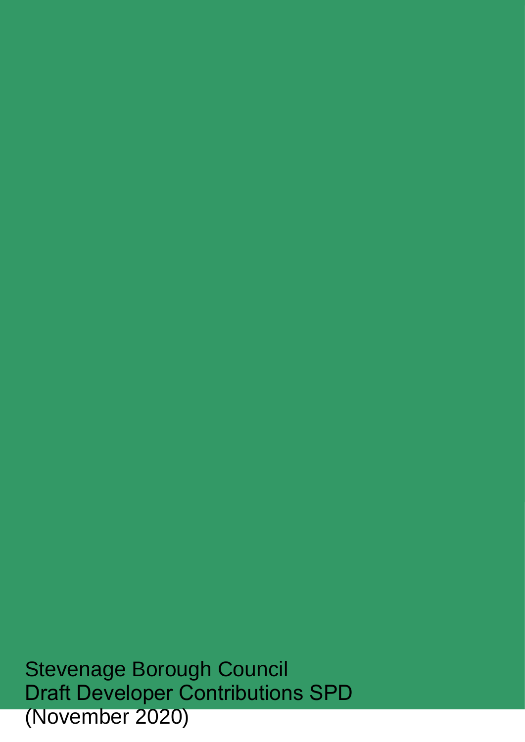Stevenage Borough Council

Draft Developer Contributions SPD

(November 2020)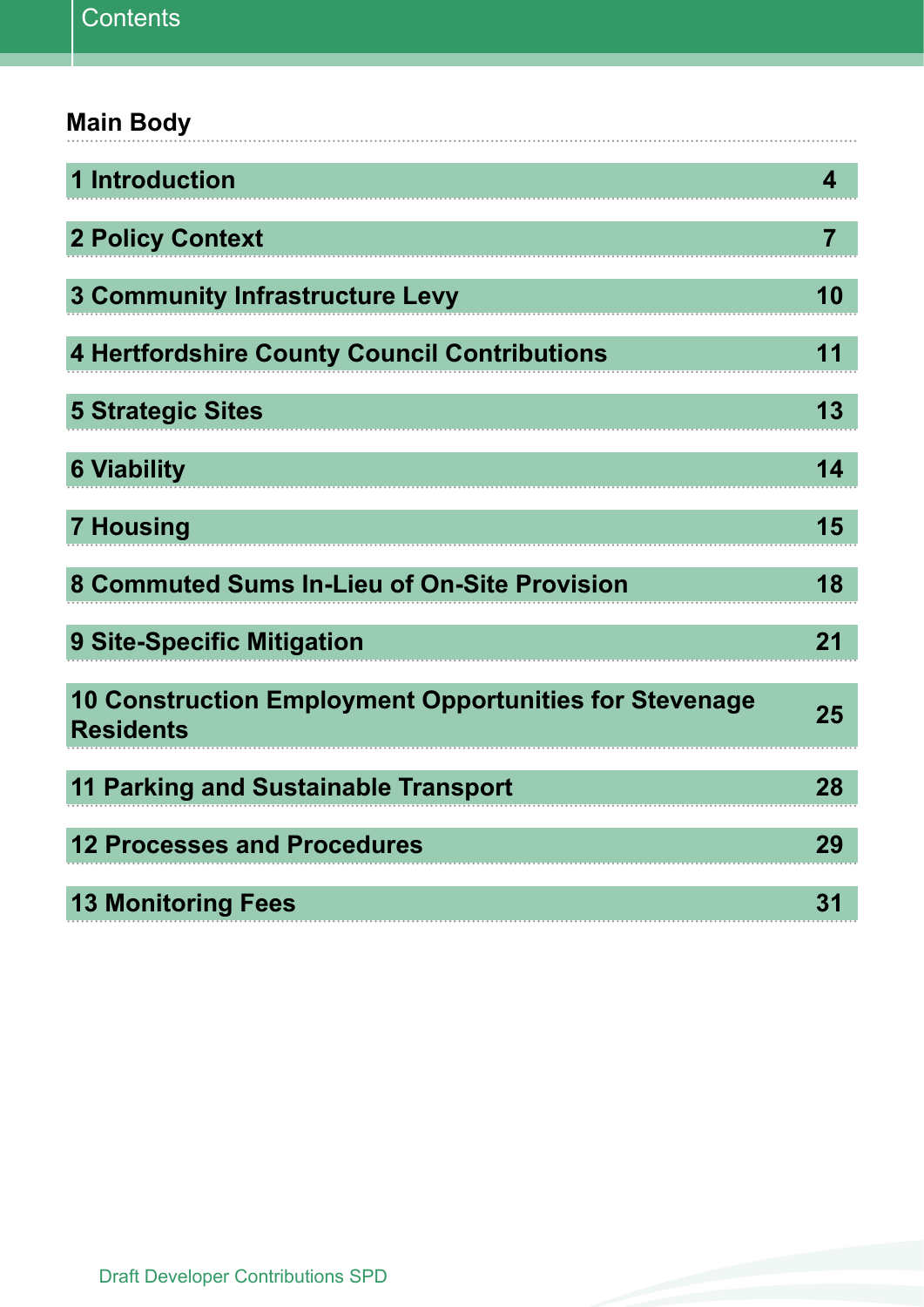# Contents

## Main Body

| | |
|---|---|
| 1 Introduction | 4 |
| 2 Policy Context | 7 |
| 3 Community Infrastructure Levy | 10 |
| 4 Hertfordshire County Council Contributions | 11 |
| 5 Strategic Sites | 13 |
| 6 Viability | 14 |
| 7 Housing | 15 |
| 8 Commuted Sums In-Lieu of On-Site Provision | 18 |
| 9 Site-Specific Mitigation | 21 |
| 10 Construction Employment Opportunities for Stevenage Residents | 25 |
| 11 Parking and Sustainable Transport | 28 |
| 12 Processes and Procedures | 29 |
| 13 Monitoring Fees | 31 |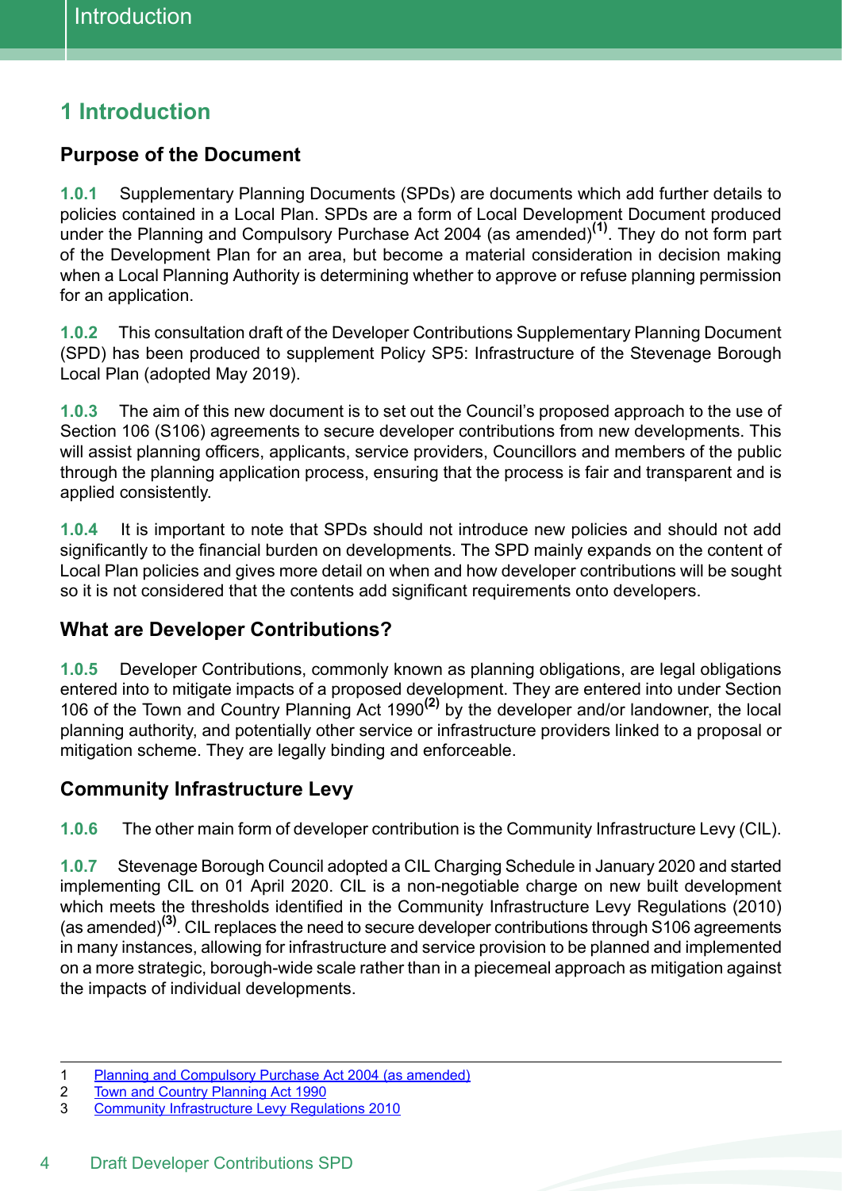# 1 Introduction

## Purpose of the Document

**1.0.1** Supplementary Planning Documents (SPDs) are documents which add further details to policies contained in a Local Plan. SPDs are a form of Local Development Document produced under the Planning and Compulsory Purchase Act 2004 (as amended)[1]. They do not form part of the Development Plan for an area, but become a material consideration in decision making when a Local Planning Authority is determining whether to approve or refuse planning permission for an application.

**1.0.2** This consultation draft of the Developer Contributions Supplementary Planning Document (SPD) has been produced to supplement Policy SP5: Infrastructure of the Stevenage Borough Local Plan (adopted May 2019).

**1.0.3** The aim of this new document is to set out the Council's proposed approach to the use of Section 106 (S106) agreements to secure developer contributions from new developments. This will assist planning officers, applicants, service providers, Councillors and members of the public through the planning application process, ensuring that the process is fair and transparent and is applied consistently.

**1.0.4** It is important to note that SPDs should not introduce new policies and should not add significantly to the financial burden on developments. The SPD mainly expands on the content of Local Plan policies and gives more detail on when and how developer contributions will be sought so it is not considered that the contents add significant requirements onto developers.

## What are Developer Contributions?

**1.0.5** Developer Contributions, commonly known as planning obligations, are legal obligations entered into to mitigate impacts of a proposed development. They are entered into under Section 106 of the Town and Country Planning Act 1990[2] by the developer and/or landowner, the local planning authority, and potentially other service or infrastructure providers linked to a proposal or mitigation scheme. They are legally binding and enforceable.

## Community Infrastructure Levy

**1.0.6** The other main form of developer contribution is the Community Infrastructure Levy (CIL).

**1.0.7** Stevenage Borough Council adopted a CIL Charging Schedule in January 2020 and started implementing CIL on 01 April 2020. CIL is a non-negotiable charge on new built development which meets the thresholds identified in the Community Infrastructure Levy Regulations (2010) (as amended)[3]. CIL replaces the need to secure developer contributions through S106 agreements in many instances, allowing for infrastructure and service provision to be planned and implemented on a more strategic, borough-wide scale rather than in a piecemeal approach as mitigation against the impacts of individual developments.

---

1 Planning and Compulsory Purchase Act 2004 (as amended)
2 Town and Country Planning Act 1990
3 Community Infrastructure Levy Regulations 2010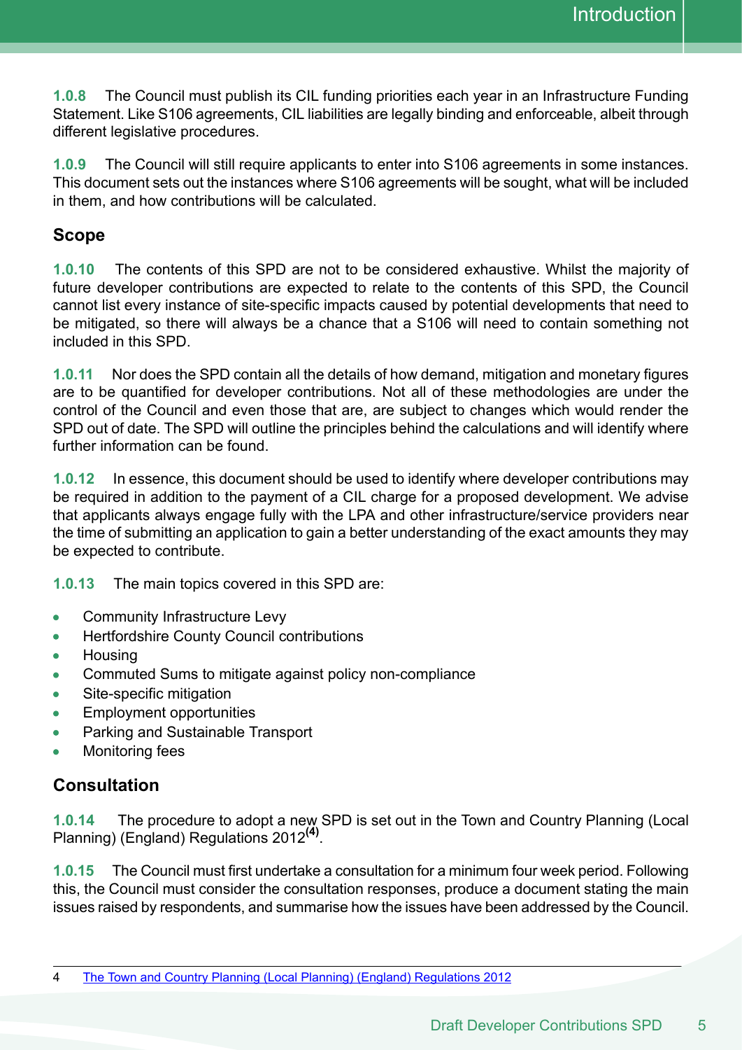**1.0.8** The Council must publish its CIL funding priorities each year in an Infrastructure Funding Statement. Like S106 agreements, CIL liabilities are legally binding and enforceable, albeit through different legislative procedures.

**1.0.9** The Council will still require applicants to enter into S106 agreements in some instances. This document sets out the instances where S106 agreements will be sought, what will be included in them, and how contributions will be calculated.

## Scope

**1.0.10** The contents of this SPD are not to be considered exhaustive. Whilst the majority of future developer contributions are expected to relate to the contents of this SPD, the Council cannot list every instance of site-specific impacts caused by potential developments that need to be mitigated, so there will always be a chance that a S106 will need to contain something not included in this SPD.

**1.0.11** Nor does the SPD contain all the details of how demand, mitigation and monetary figures are to be quantified for developer contributions. Not all of these methodologies are under the control of the Council and even those that are, are subject to changes which would render the SPD out of date. The SPD will outline the principles behind the calculations and will identify where further information can be found.

**1.0.12** In essence, this document should be used to identify where developer contributions may be required in addition to the payment of a CIL charge for a proposed development. We advise that applicants always engage fully with the LPA and other infrastructure/service providers near the time of submitting an application to gain a better understanding of the exact amounts they may be expected to contribute.

**1.0.13** The main topics covered in this SPD are:

- Community Infrastructure Levy
- Hertfordshire County Council contributions
- Housing
- Commuted Sums to mitigate against policy non-compliance
- Site-specific mitigation
- Employment opportunities
- Parking and Sustainable Transport
- Monitoring fees

## Consultation

**1.0.14** The procedure to adopt a new SPD is set out in the Town and Country Planning (Local Planning) (England) Regulations 2012[(4)].

**1.0.15** The Council must first undertake a consultation for a minimum four week period. Following this, the Council must consider the consultation responses, produce a document stating the main issues raised by respondents, and summarise how the issues have been addressed by the Council.

---

4 The Town and Country Planning (Local Planning) (England) Regulations 2012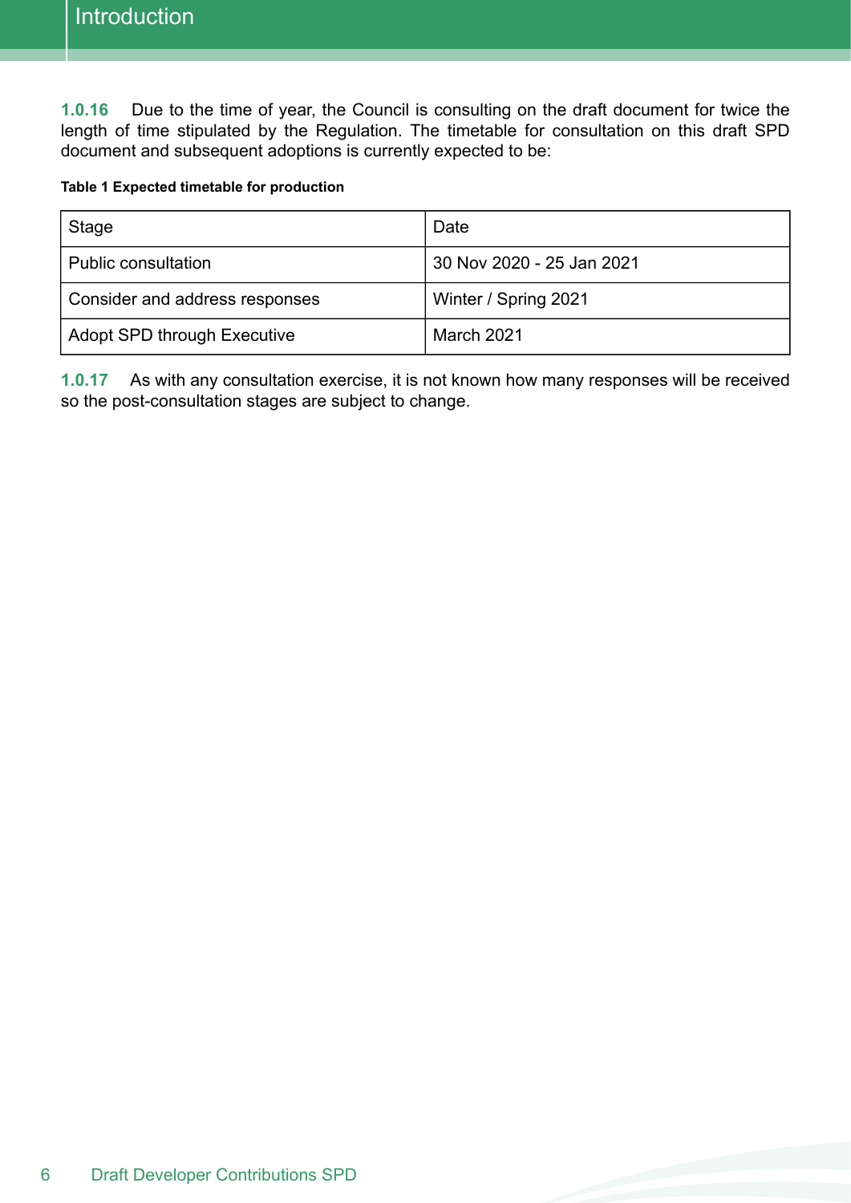**1.0.16** Due to the time of year, the Council is consulting on the draft document for twice the length of time stipulated by the Regulation. The timetable for consultation on this draft SPD document and subsequent adoptions is currently expected to be:

**Table 1 Expected timetable for production**

| Stage | Date |
|---|---|
| Public consultation | 30 Nov 2020 - 25 Jan 2021 |
| Consider and address responses | Winter / Spring 2021 |
| Adopt SPD through Executive | March 2021 |

**1.0.17** As with any consultation exercise, it is not known how many responses will be received so the post-consultation stages are subject to change.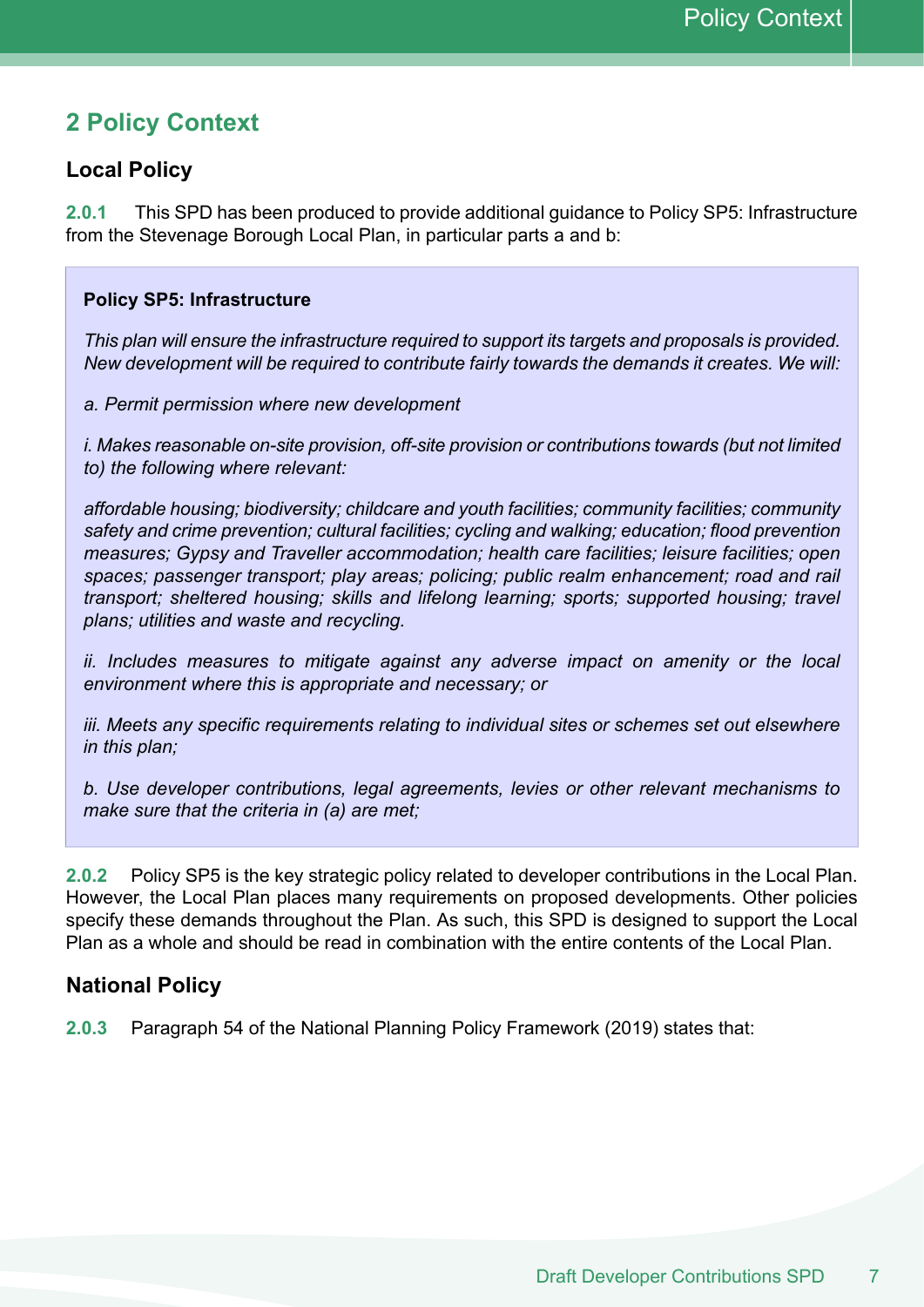# 2 Policy Context

## Local Policy

**2.0.1** This SPD has been produced to provide additional guidance to Policy SP5: Infrastructure from the Stevenage Borough Local Plan, in particular parts a and b:

> **Policy SP5: Infrastructure**
>
> *This plan will ensure the infrastructure required to support its targets and proposals is provided. New development will be required to contribute fairly towards the demands it creates. We will:*
>
> *a. Permit permission where new development*
>
> *i. Makes reasonable on-site provision, off-site provision or contributions towards (but not limited to) the following where relevant:*
>
> *affordable housing; biodiversity; childcare and youth facilities; community facilities; community safety and crime prevention; cultural facilities; cycling and walking; education; flood prevention measures; Gypsy and Traveller accommodation; health care facilities; leisure facilities; open spaces; passenger transport; play areas; policing; public realm enhancement; road and rail transport; sheltered housing; skills and lifelong learning; sports; supported housing; travel plans; utilities and waste and recycling.*
>
> *ii. Includes measures to mitigate against any adverse impact on amenity or the local environment where this is appropriate and necessary; or*
>
> *iii. Meets any specific requirements relating to individual sites or schemes set out elsewhere in this plan;*
>
> *b. Use developer contributions, legal agreements, levies or other relevant mechanisms to make sure that the criteria in (a) are met;*

**2.0.2** Policy SP5 is the key strategic policy related to developer contributions in the Local Plan. However, the Local Plan places many requirements on proposed developments. Other policies specify these demands throughout the Plan. As such, this SPD is designed to support the Local Plan as a whole and should be read in combination with the entire contents of the Local Plan.

## National Policy

**2.0.3** Paragraph 54 of the National Planning Policy Framework (2019) states that: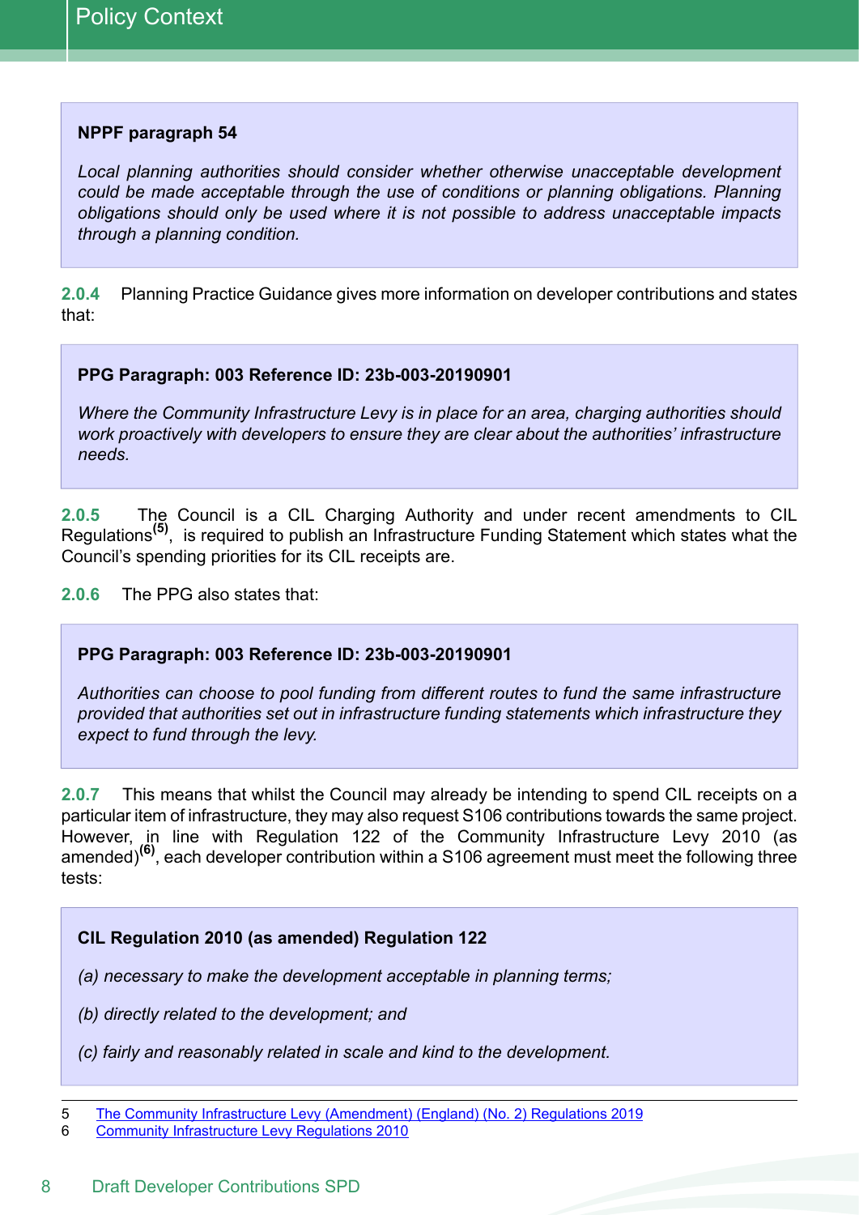**NPPF paragraph 54**

*Local planning authorities should consider whether otherwise unacceptable development could be made acceptable through the use of conditions or planning obligations. Planning obligations should only be used where it is not possible to address unacceptable impacts through a planning condition.*

**2.0.4** Planning Practice Guidance gives more information on developer contributions and states that:

**PPG Paragraph: 003 Reference ID: 23b-003-20190901**

*Where the Community Infrastructure Levy is in place for an area, charging authorities should work proactively with developers to ensure they are clear about the authorities' infrastructure needs.*

**2.0.5** The Council is a CIL Charging Authority and under recent amendments to CIL Regulations[5], is required to publish an Infrastructure Funding Statement which states what the Council's spending priorities for its CIL receipts are.

**2.0.6** The PPG also states that:

**PPG Paragraph: 003 Reference ID: 23b-003-20190901**

*Authorities can choose to pool funding from different routes to fund the same infrastructure provided that authorities set out in infrastructure funding statements which infrastructure they expect to fund through the levy.*

**2.0.7** This means that whilst the Council may already be intending to spend CIL receipts on a particular item of infrastructure, they may also request S106 contributions towards the same project. However, in line with Regulation 122 of the Community Infrastructure Levy 2010 (as amended)[6], each developer contribution within a S106 agreement must meet the following three tests:

**CIL Regulation 2010 (as amended) Regulation 122**

*(a) necessary to make the development acceptable in planning terms;*

*(b) directly related to the development; and*

*(c) fairly and reasonably related in scale and kind to the development.*

---

5 The Community Infrastructure Levy (Amendment) (England) (No. 2) Regulations 2019
6 Community Infrastructure Levy Regulations 2010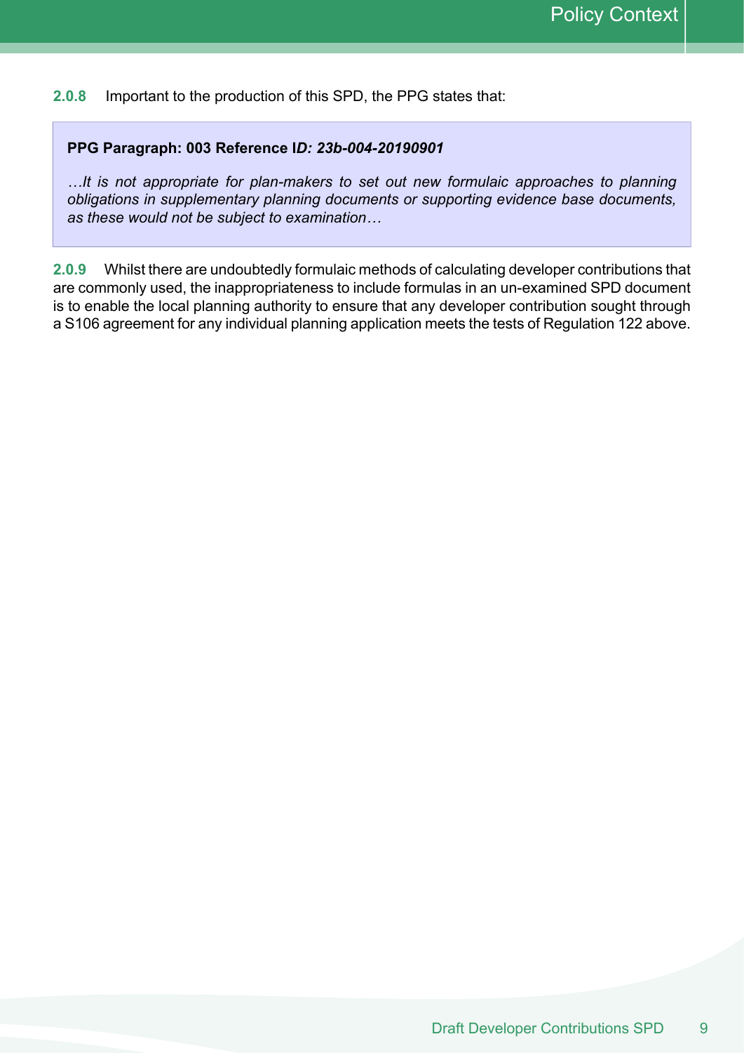**2.0.8** Important to the production of this SPD, the PPG states that:

> **PPG Paragraph: 003 Reference I*D: 23b-004-20190901***
>
> *…It is not appropriate for plan-makers to set out new formulaic approaches to planning obligations in supplementary planning documents or supporting evidence base documents, as these would not be subject to examination…*

**2.0.9** Whilst there are undoubtedly formulaic methods of calculating developer contributions that are commonly used, the inappropriateness to include formulas in an un-examined SPD document is to enable the local planning authority to ensure that any developer contribution sought through a S106 agreement for any individual planning application meets the tests of Regulation 122 above.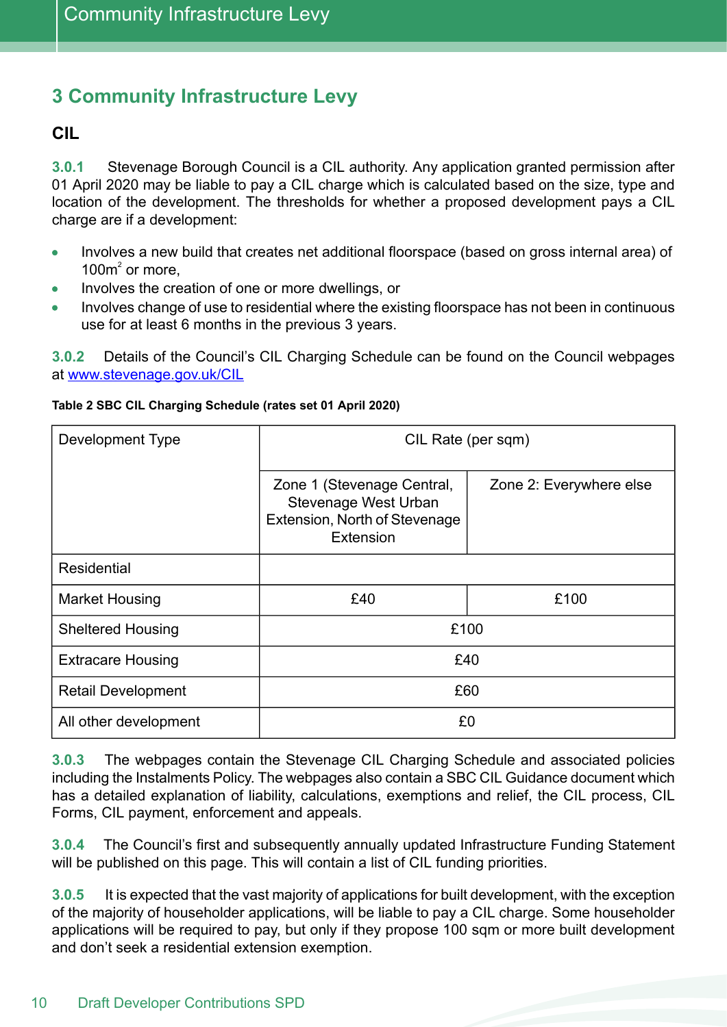## 3 Community Infrastructure Levy

### CIL

**3.0.1** Stevenage Borough Council is a CIL authority. Any application granted permission after 01 April 2020 may be liable to pay a CIL charge which is calculated based on the size, type and location of the development. The thresholds for whether a proposed development pays a CIL charge are if a development:

- Involves a new build that creates net additional floorspace (based on gross internal area) of 100m$^2$ or more,
- Involves the creation of one or more dwellings, or
- Involves change of use to residential where the existing floorspace has not been in continuous use for at least 6 months in the previous 3 years.

**3.0.2** Details of the Council's CIL Charging Schedule can be found on the Council webpages at [www.stevenage.gov.uk/CIL](http://www.stevenage.gov.uk/CIL)

**Table 2 SBC CIL Charging Schedule (rates set 01 April 2020)**

| Development Type | CIL Rate (per sqm) | |
|---|---|---|
| | Zone 1 (Stevenage Central, Stevenage West Urban Extension, North of Stevenage Extension | Zone 2: Everywhere else |
| Residential | | |
| Market Housing | £40 | £100 |
| Sheltered Housing | £100 | |
| Extracare Housing | £40 | |
| Retail Development | £60 | |
| All other development | £0 | |

**3.0.3** The webpages contain the Stevenage CIL Charging Schedule and associated policies including the Instalments Policy. The webpages also contain a SBC CIL Guidance document which has a detailed explanation of liability, calculations, exemptions and relief, the CIL process, CIL Forms, CIL payment, enforcement and appeals.

**3.0.4** The Council's first and subsequently annually updated Infrastructure Funding Statement will be published on this page. This will contain a list of CIL funding priorities.

**3.0.5** It is expected that the vast majority of applications for built development, with the exception of the majority of householder applications, will be liable to pay a CIL charge. Some householder applications will be required to pay, but only if they propose 100 sqm or more built development and don't seek a residential extension exemption.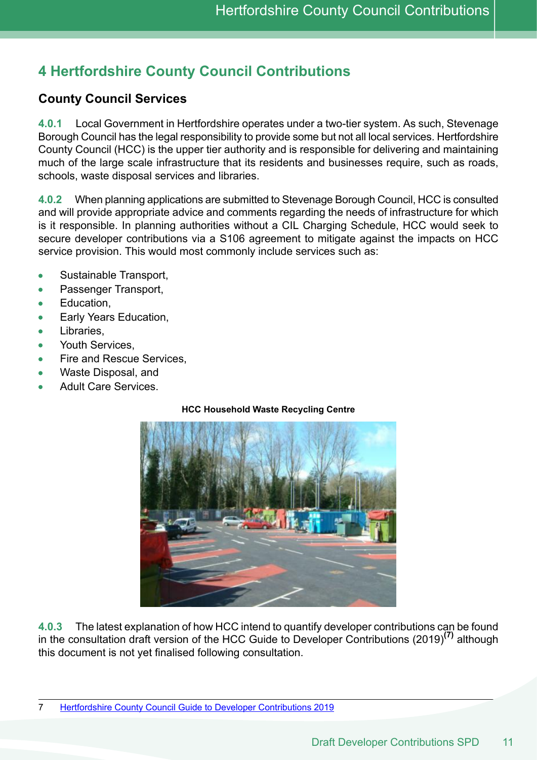# 4 Hertfordshire County Council Contributions

## County Council Services

**4.0.1** Local Government in Hertfordshire operates under a two-tier system. As such, Stevenage Borough Council has the legal responsibility to provide some but not all local services. Hertfordshire County Council (HCC) is the upper tier authority and is responsible for delivering and maintaining much of the large scale infrastructure that its residents and businesses require, such as roads, schools, waste disposal services and libraries.

**4.0.2** When planning applications are submitted to Stevenage Borough Council, HCC is consulted and will provide appropriate advice and comments regarding the needs of infrastructure for which is it responsible. In planning authorities without a CIL Charging Schedule, HCC would seek to secure developer contributions via a S106 agreement to mitigate against the impacts on HCC service provision. This would most commonly include services such as:

- Sustainable Transport,
- Passenger Transport,
- Education,
- Early Years Education,
- Libraries,
- Youth Services,
- Fire and Rescue Services,
- Waste Disposal, and
- Adult Care Services.

**HCC Household Waste Recycling Centre**

**4.0.3** The latest explanation of how HCC intend to quantify developer contributions can be found in the consultation draft version of the HCC Guide to Developer Contributions (2019)[7] although this document is not yet finalised following consultation.

7 Hertfordshire County Council Guide to Developer Contributions 2019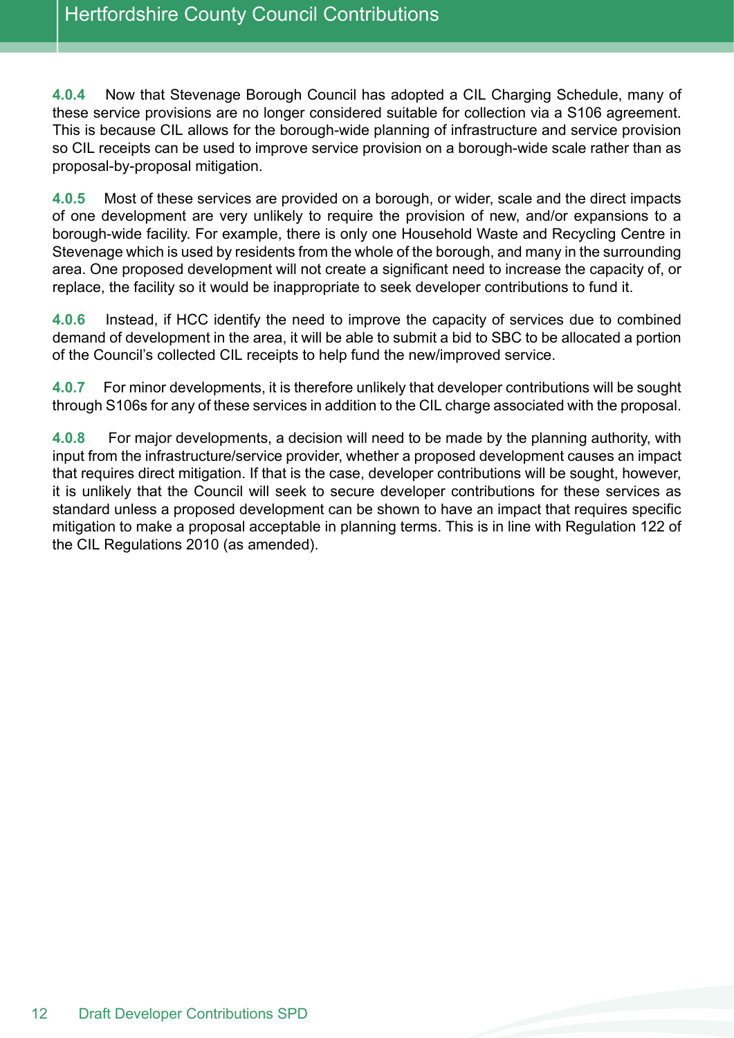**4.0.4** Now that Stevenage Borough Council has adopted a CIL Charging Schedule, many of these service provisions are no longer considered suitable for collection via a S106 agreement. This is because CIL allows for the borough-wide planning of infrastructure and service provision so CIL receipts can be used to improve service provision on a borough-wide scale rather than as proposal-by-proposal mitigation.

**4.0.5** Most of these services are provided on a borough, or wider, scale and the direct impacts of one development are very unlikely to require the provision of new, and/or expansions to a borough-wide facility. For example, there is only one Household Waste and Recycling Centre in Stevenage which is used by residents from the whole of the borough, and many in the surrounding area. One proposed development will not create a significant need to increase the capacity of, or replace, the facility so it would be inappropriate to seek developer contributions to fund it.

**4.0.6** Instead, if HCC identify the need to improve the capacity of services due to combined demand of development in the area, it will be able to submit a bid to SBC to be allocated a portion of the Council's collected CIL receipts to help fund the new/improved service.

**4.0.7** For minor developments, it is therefore unlikely that developer contributions will be sought through S106s for any of these services in addition to the CIL charge associated with the proposal.

**4.0.8** For major developments, a decision will need to be made by the planning authority, with input from the infrastructure/service provider, whether a proposed development causes an impact that requires direct mitigation. If that is the case, developer contributions will be sought, however, it is unlikely that the Council will seek to secure developer contributions for these services as standard unless a proposed development can be shown to have an impact that requires specific mitigation to make a proposal acceptable in planning terms. This is in line with Regulation 122 of the CIL Regulations 2010 (as amended).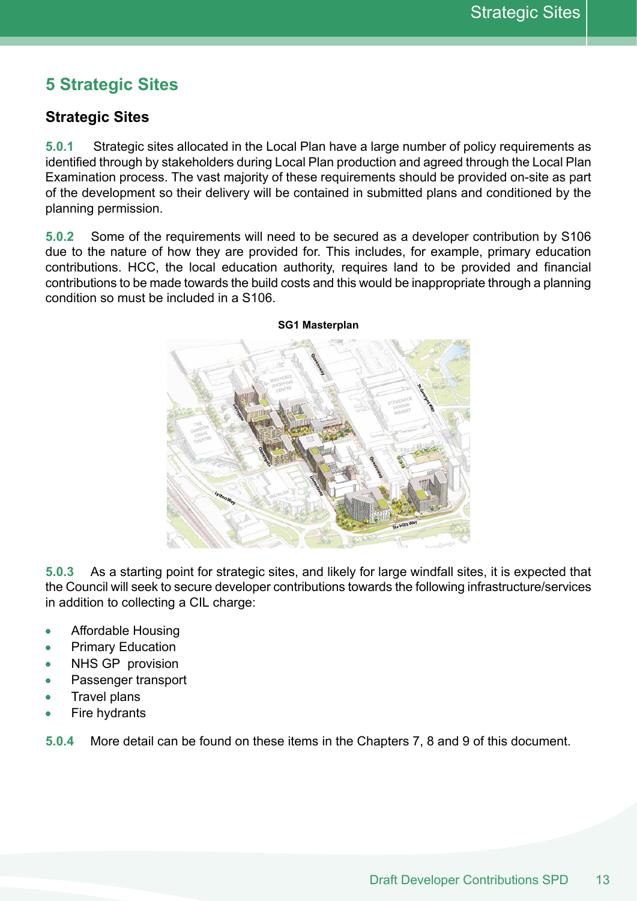# 5 Strategic Sites

## Strategic Sites

**5.0.1** Strategic sites allocated in the Local Plan have a large number of policy requirements as identified through by stakeholders during Local Plan production and agreed through the Local Plan Examination process. The vast majority of these requirements should be provided on-site as part of the development so their delivery will be contained in submitted plans and conditioned by the planning permission.

**5.0.2** Some of the requirements will need to be secured as a developer contribution by S106 due to the nature of how they are provided for. This includes, for example, primary education contributions. HCC, the local education authority, requires land to be provided and financial contributions to be made towards the build costs and this would be inappropriate through a planning condition so must be included in a S106.

**SG1 Masterplan**

**5.0.3** As a starting point for strategic sites, and likely for large windfall sites, it is expected that the Council will seek to secure developer contributions towards the following infrastructure/services in addition to collecting a CIL charge:

- Affordable Housing
- Primary Education
- NHS GP provision
- Passenger transport
- Travel plans
- Fire hydrants

**5.0.4** More detail can be found on these items in the Chapters 7, 8 and 9 of this document.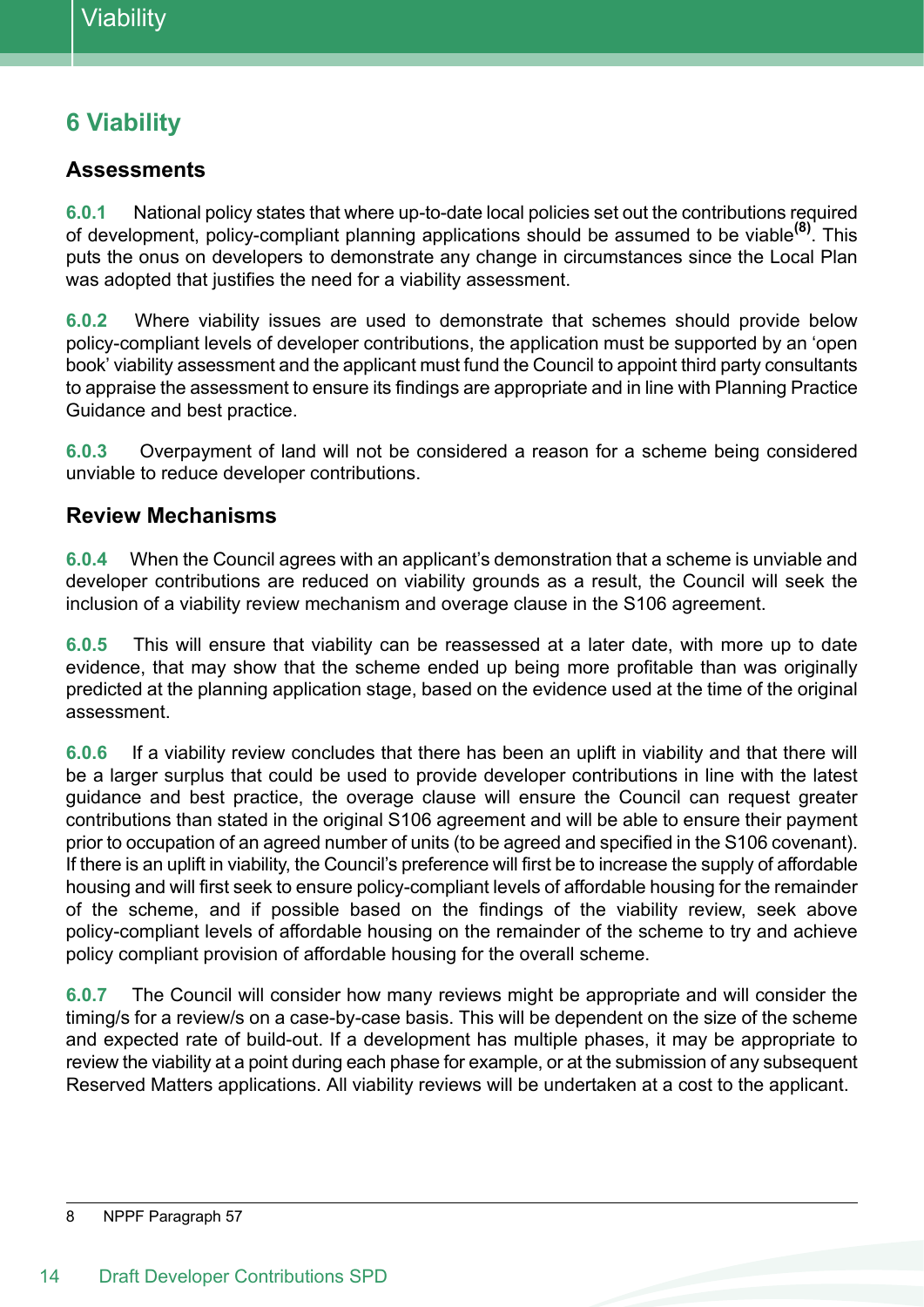# 6 Viability

## Assessments

**6.0.1** National policy states that where up-to-date local policies set out the contributions required of development, policy-compliant planning applications should be assumed to be viable[8]. This puts the onus on developers to demonstrate any change in circumstances since the Local Plan was adopted that justifies the need for a viability assessment.

**6.0.2** Where viability issues are used to demonstrate that schemes should provide below policy-compliant levels of developer contributions, the application must be supported by an 'open book' viability assessment and the applicant must fund the Council to appoint third party consultants to appraise the assessment to ensure its findings are appropriate and in line with Planning Practice Guidance and best practice.

**6.0.3** Overpayment of land will not be considered a reason for a scheme being considered unviable to reduce developer contributions.

## Review Mechanisms

**6.0.4** When the Council agrees with an applicant's demonstration that a scheme is unviable and developer contributions are reduced on viability grounds as a result, the Council will seek the inclusion of a viability review mechanism and overage clause in the S106 agreement.

**6.0.5** This will ensure that viability can be reassessed at a later date, with more up to date evidence, that may show that the scheme ended up being more profitable than was originally predicted at the planning application stage, based on the evidence used at the time of the original assessment.

**6.0.6** If a viability review concludes that there has been an uplift in viability and that there will be a larger surplus that could be used to provide developer contributions in line with the latest guidance and best practice, the overage clause will ensure the Council can request greater contributions than stated in the original S106 agreement and will be able to ensure their payment prior to occupation of an agreed number of units (to be agreed and specified in the S106 covenant). If there is an uplift in viability, the Council's preference will first be to increase the supply of affordable housing and will first seek to ensure policy-compliant levels of affordable housing for the remainder of the scheme, and if possible based on the findings of the viability review, seek above policy-compliant levels of affordable housing on the remainder of the scheme to try and achieve policy compliant provision of affordable housing for the overall scheme.

**6.0.7** The Council will consider how many reviews might be appropriate and will consider the timing/s for a review/s on a case-by-case basis. This will be dependent on the size of the scheme and expected rate of build-out. If a development has multiple phases, it may be appropriate to review the viability at a point during each phase for example, or at the submission of any subsequent Reserved Matters applications. All viability reviews will be undertaken at a cost to the applicant.

---

8 NPPF Paragraph 57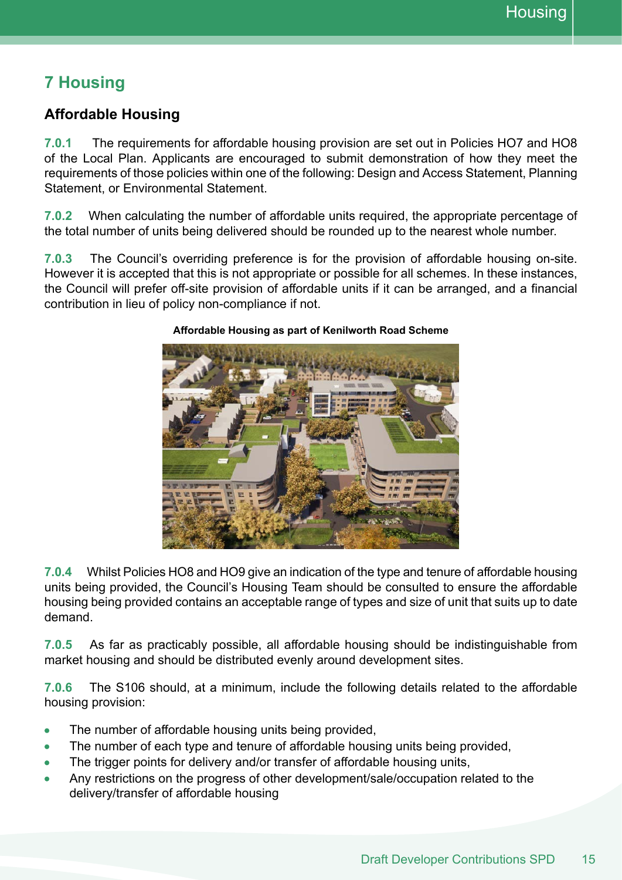# 7 Housing

## Affordable Housing

**7.0.1** The requirements for affordable housing provision are set out in Policies HO7 and HO8 of the Local Plan. Applicants are encouraged to submit demonstration of how they meet the requirements of those policies within one of the following: Design and Access Statement, Planning Statement, or Environmental Statement.

**7.0.2** When calculating the number of affordable units required, the appropriate percentage of the total number of units being delivered should be rounded up to the nearest whole number.

**7.0.3** The Council's overriding preference is for the provision of affordable housing on-site. However it is accepted that this is not appropriate or possible for all schemes. In these instances, the Council will prefer off-site provision of affordable units if it can be arranged, and a financial contribution in lieu of policy non-compliance if not.

**Affordable Housing as part of Kenilworth Road Scheme**

**7.0.4** Whilst Policies HO8 and HO9 give an indication of the type and tenure of affordable housing units being provided, the Council's Housing Team should be consulted to ensure the affordable housing being provided contains an acceptable range of types and size of unit that suits up to date demand.

**7.0.5** As far as practicably possible, all affordable housing should be indistinguishable from market housing and should be distributed evenly around development sites.

**7.0.6** The S106 should, at a minimum, include the following details related to the affordable housing provision:

- The number of affordable housing units being provided,
- The number of each type and tenure of affordable housing units being provided,
- The trigger points for delivery and/or transfer of affordable housing units,
- Any restrictions on the progress of other development/sale/occupation related to the delivery/transfer of affordable housing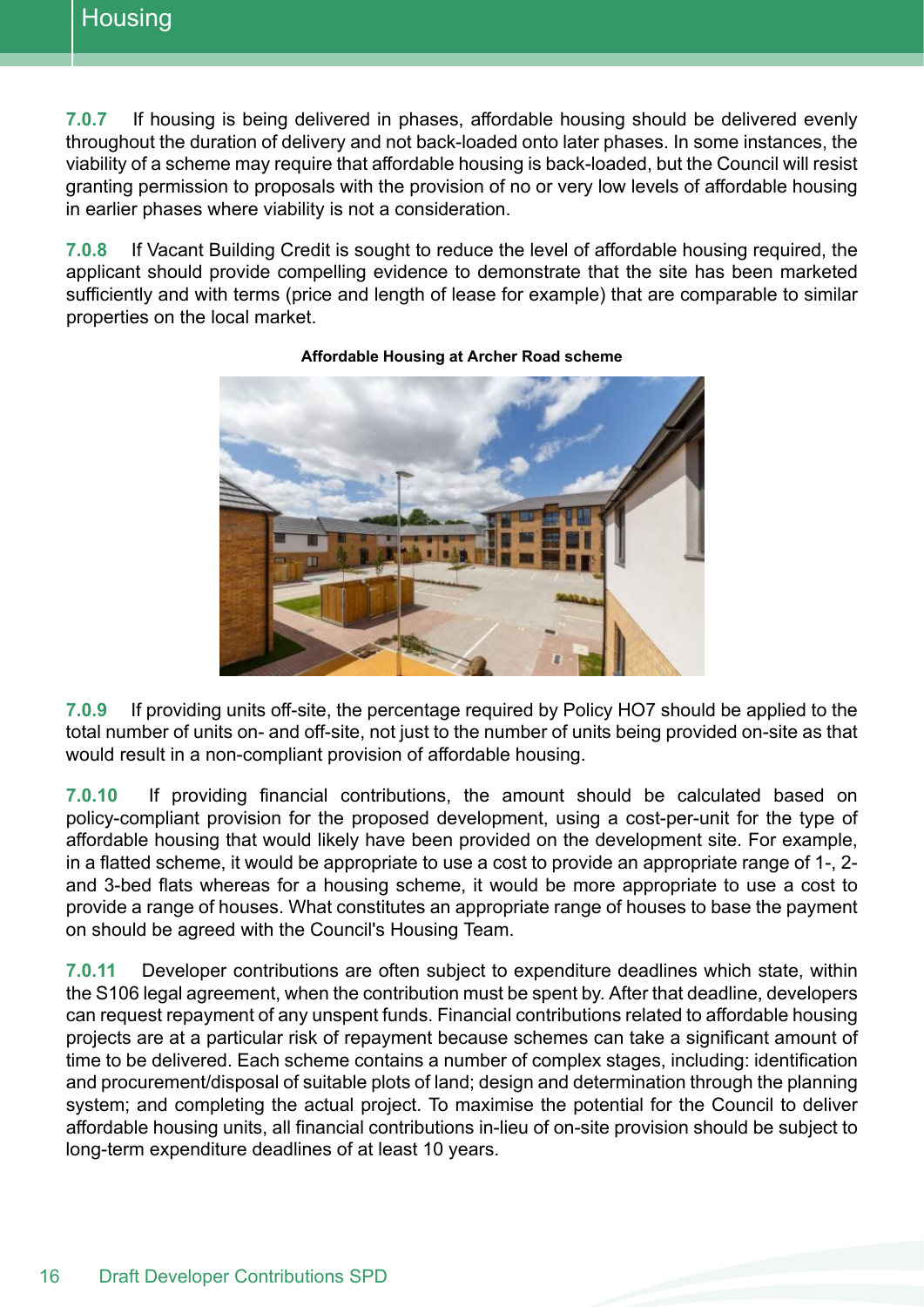**7.0.7** If housing is being delivered in phases, affordable housing should be delivered evenly throughout the duration of delivery and not back-loaded onto later phases. In some instances, the viability of a scheme may require that affordable housing is back-loaded, but the Council will resist granting permission to proposals with the provision of no or very low levels of affordable housing in earlier phases where viability is not a consideration.

**7.0.8** If Vacant Building Credit is sought to reduce the level of affordable housing required, the applicant should provide compelling evidence to demonstrate that the site has been marketed sufficiently and with terms (price and length of lease for example) that are comparable to similar properties on the local market.

**Affordable Housing at Archer Road scheme**

**7.0.9** If providing units off-site, the percentage required by Policy HO7 should be applied to the total number of units on- and off-site, not just to the number of units being provided on-site as that would result in a non-compliant provision of affordable housing.

**7.0.10** If providing financial contributions, the amount should be calculated based on policy-compliant provision for the proposed development, using a cost-per-unit for the type of affordable housing that would likely have been provided on the development site. For example, in a flatted scheme, it would be appropriate to use a cost to provide an appropriate range of 1-, 2- and 3-bed flats whereas for a housing scheme, it would be more appropriate to use a cost to provide a range of houses. What constitutes an appropriate range of houses to base the payment on should be agreed with the Council's Housing Team.

**7.0.11** Developer contributions are often subject to expenditure deadlines which state, within the S106 legal agreement, when the contribution must be spent by. After that deadline, developers can request repayment of any unspent funds. Financial contributions related to affordable housing projects are at a particular risk of repayment because schemes can take a significant amount of time to be delivered. Each scheme contains a number of complex stages, including: identification and procurement/disposal of suitable plots of land; design and determination through the planning system; and completing the actual project. To maximise the potential for the Council to deliver affordable housing units, all financial contributions in-lieu of on-site provision should be subject to long-term expenditure deadlines of at least 10 years.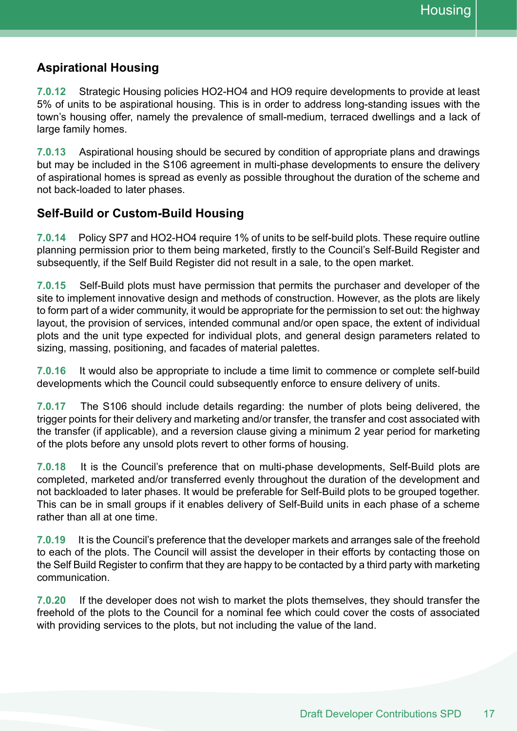## Aspirational Housing

**7.0.12** Strategic Housing policies HO2-HO4 and HO9 require developments to provide at least 5% of units to be aspirational housing. This is in order to address long-standing issues with the town's housing offer, namely the prevalence of small-medium, terraced dwellings and a lack of large family homes.

**7.0.13** Aspirational housing should be secured by condition of appropriate plans and drawings but may be included in the S106 agreement in multi-phase developments to ensure the delivery of aspirational homes is spread as evenly as possible throughout the duration of the scheme and not back-loaded to later phases.

## Self-Build or Custom-Build Housing

**7.0.14** Policy SP7 and HO2-HO4 require 1% of units to be self-build plots. These require outline planning permission prior to them being marketed, firstly to the Council's Self-Build Register and subsequently, if the Self Build Register did not result in a sale, to the open market.

**7.0.15** Self-Build plots must have permission that permits the purchaser and developer of the site to implement innovative design and methods of construction. However, as the plots are likely to form part of a wider community, it would be appropriate for the permission to set out: the highway layout, the provision of services, intended communal and/or open space, the extent of individual plots and the unit type expected for individual plots, and general design parameters related to sizing, massing, positioning, and facades of material palettes.

**7.0.16** It would also be appropriate to include a time limit to commence or complete self-build developments which the Council could subsequently enforce to ensure delivery of units.

**7.0.17** The S106 should include details regarding: the number of plots being delivered, the trigger points for their delivery and marketing and/or transfer, the transfer and cost associated with the transfer (if applicable), and a reversion clause giving a minimum 2 year period for marketing of the plots before any unsold plots revert to other forms of housing.

**7.0.18** It is the Council's preference that on multi-phase developments, Self-Build plots are completed, marketed and/or transferred evenly throughout the duration of the development and not backloaded to later phases. It would be preferable for Self-Build plots to be grouped together. This can be in small groups if it enables delivery of Self-Build units in each phase of a scheme rather than all at one time.

**7.0.19** It is the Council's preference that the developer markets and arranges sale of the freehold to each of the plots. The Council will assist the developer in their efforts by contacting those on the Self Build Register to confirm that they are happy to be contacted by a third party with marketing communication.

**7.0.20** If the developer does not wish to market the plots themselves, they should transfer the freehold of the plots to the Council for a nominal fee which could cover the costs of associated with providing services to the plots, but not including the value of the land.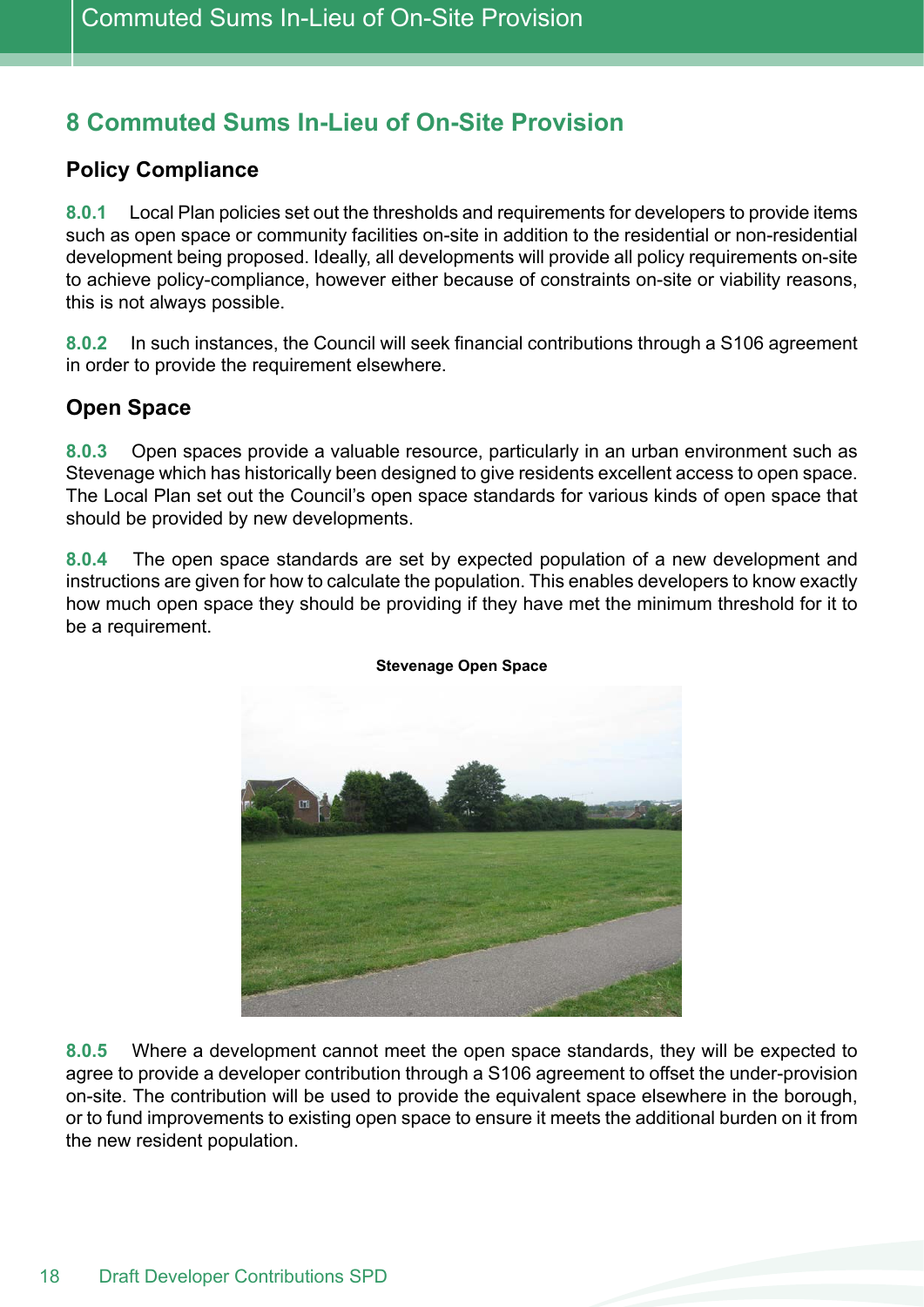# 8 Commuted Sums In-Lieu of On-Site Provision

## Policy Compliance

**8.0.1** Local Plan policies set out the thresholds and requirements for developers to provide items such as open space or community facilities on-site in addition to the residential or non-residential development being proposed. Ideally, all developments will provide all policy requirements on-site to achieve policy-compliance, however either because of constraints on-site or viability reasons, this is not always possible.

**8.0.2** In such instances, the Council will seek financial contributions through a S106 agreement in order to provide the requirement elsewhere.

## Open Space

**8.0.3** Open spaces provide a valuable resource, particularly in an urban environment such as Stevenage which has historically been designed to give residents excellent access to open space. The Local Plan set out the Council's open space standards for various kinds of open space that should be provided by new developments.

**8.0.4** The open space standards are set by expected population of a new development and instructions are given for how to calculate the population. This enables developers to know exactly how much open space they should be providing if they have met the minimum threshold for it to be a requirement.

**Stevenage Open Space**

**8.0.5** Where a development cannot meet the open space standards, they will be expected to agree to provide a developer contribution through a S106 agreement to offset the under-provision on-site. The contribution will be used to provide the equivalent space elsewhere in the borough, or to fund improvements to existing open space to ensure it meets the additional burden on it from the new resident population.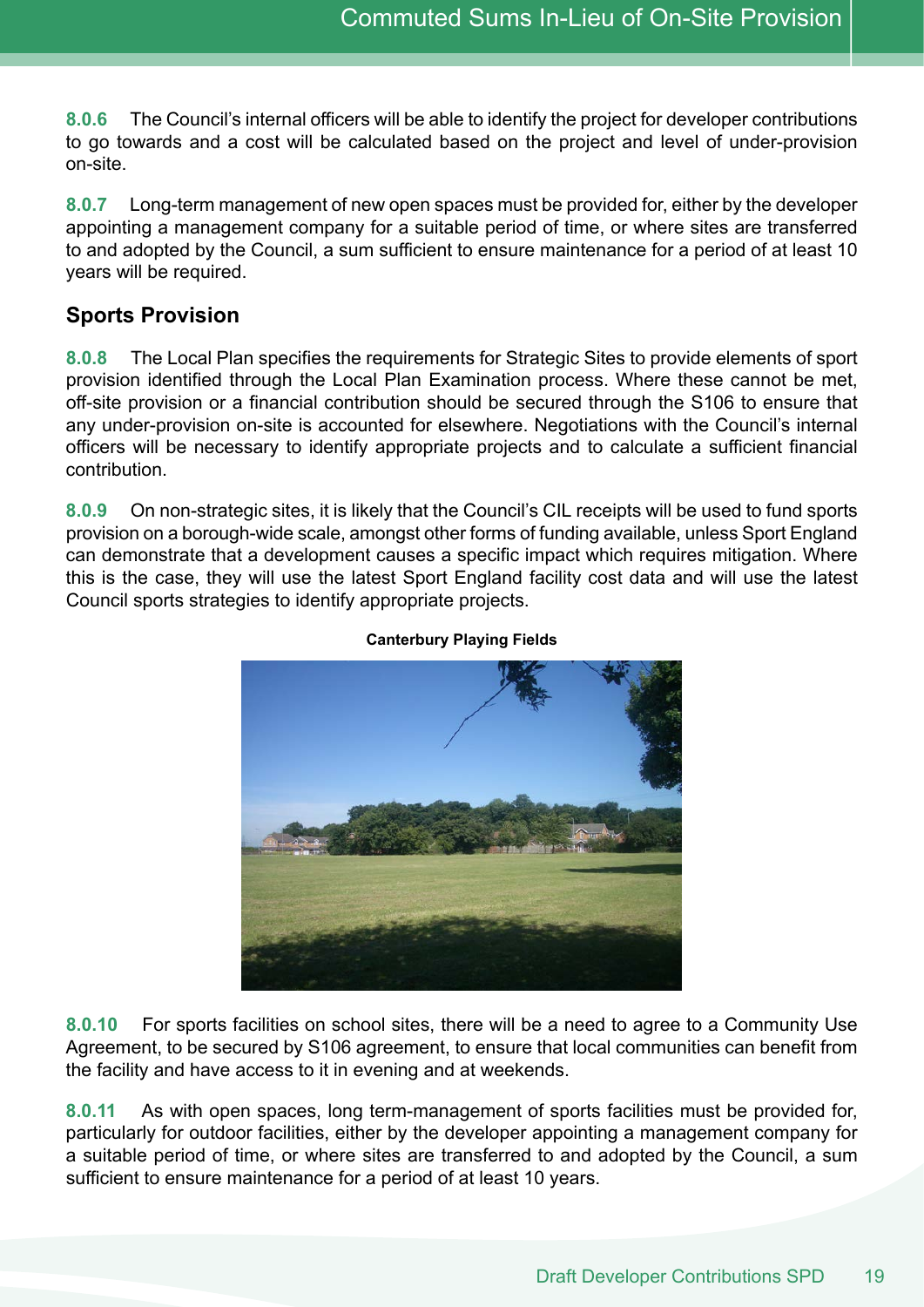**8.0.6** The Council's internal officers will be able to identify the project for developer contributions to go towards and a cost will be calculated based on the project and level of under-provision on-site.

**8.0.7** Long-term management of new open spaces must be provided for, either by the developer appointing a management company for a suitable period of time, or where sites are transferred to and adopted by the Council, a sum sufficient to ensure maintenance for a period of at least 10 years will be required.

## Sports Provision

**8.0.8** The Local Plan specifies the requirements for Strategic Sites to provide elements of sport provision identified through the Local Plan Examination process. Where these cannot be met, off-site provision or a financial contribution should be secured through the S106 to ensure that any under-provision on-site is accounted for elsewhere. Negotiations with the Council's internal officers will be necessary to identify appropriate projects and to calculate a sufficient financial contribution.

**8.0.9** On non-strategic sites, it is likely that the Council's CIL receipts will be used to fund sports provision on a borough-wide scale, amongst other forms of funding available, unless Sport England can demonstrate that a development causes a specific impact which requires mitigation. Where this is the case, they will use the latest Sport England facility cost data and will use the latest Council sports strategies to identify appropriate projects.

**Canterbury Playing Fields**

**8.0.10** For sports facilities on school sites, there will be a need to agree to a Community Use Agreement, to be secured by S106 agreement, to ensure that local communities can benefit from the facility and have access to it in evening and at weekends.

**8.0.11** As with open spaces, long term-management of sports facilities must be provided for, particularly for outdoor facilities, either by the developer appointing a management company for a suitable period of time, or where sites are transferred to and adopted by the Council, a sum sufficient to ensure maintenance for a period of at least 10 years.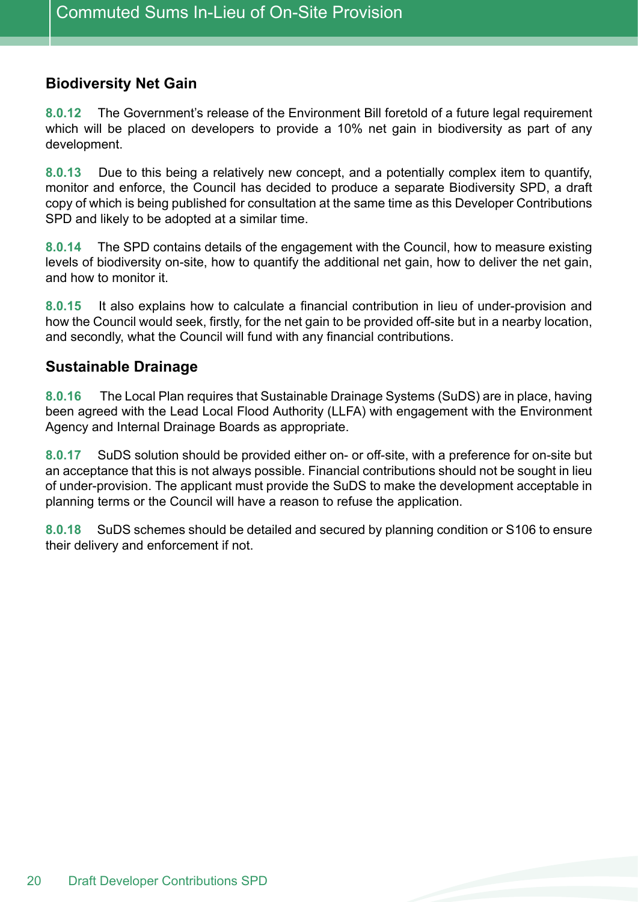## Biodiversity Net Gain

**8.0.12** The Government's release of the Environment Bill foretold of a future legal requirement which will be placed on developers to provide a 10% net gain in biodiversity as part of any development.

**8.0.13** Due to this being a relatively new concept, and a potentially complex item to quantify, monitor and enforce, the Council has decided to produce a separate Biodiversity SPD, a draft copy of which is being published for consultation at the same time as this Developer Contributions SPD and likely to be adopted at a similar time.

**8.0.14** The SPD contains details of the engagement with the Council, how to measure existing levels of biodiversity on-site, how to quantify the additional net gain, how to deliver the net gain, and how to monitor it.

**8.0.15** It also explains how to calculate a financial contribution in lieu of under-provision and how the Council would seek, firstly, for the net gain to be provided off-site but in a nearby location, and secondly, what the Council will fund with any financial contributions.

## Sustainable Drainage

**8.0.16** The Local Plan requires that Sustainable Drainage Systems (SuDS) are in place, having been agreed with the Lead Local Flood Authority (LLFA) with engagement with the Environment Agency and Internal Drainage Boards as appropriate.

**8.0.17** SuDS solution should be provided either on- or off-site, with a preference for on-site but an acceptance that this is not always possible. Financial contributions should not be sought in lieu of under-provision. The applicant must provide the SuDS to make the development acceptable in planning terms or the Council will have a reason to refuse the application.

**8.0.18** SuDS schemes should be detailed and secured by planning condition or S106 to ensure their delivery and enforcement if not.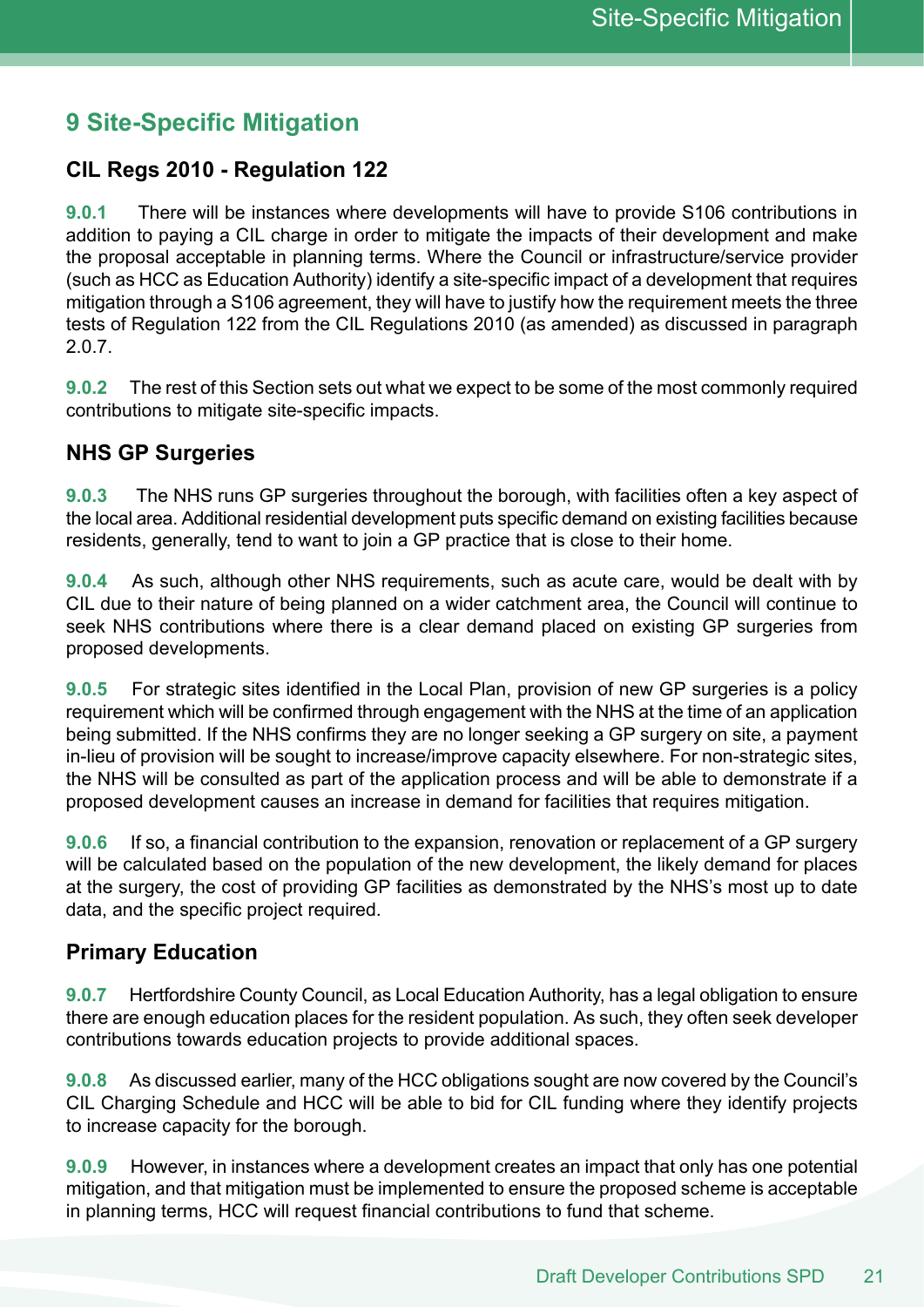# 9 Site-Specific Mitigation

## CIL Regs 2010 - Regulation 122

**9.0.1** There will be instances where developments will have to provide S106 contributions in addition to paying a CIL charge in order to mitigate the impacts of their development and make the proposal acceptable in planning terms. Where the Council or infrastructure/service provider (such as HCC as Education Authority) identify a site-specific impact of a development that requires mitigation through a S106 agreement, they will have to justify how the requirement meets the three tests of Regulation 122 from the CIL Regulations 2010 (as amended) as discussed in paragraph 2.0.7.

**9.0.2** The rest of this Section sets out what we expect to be some of the most commonly required contributions to mitigate site-specific impacts.

## NHS GP Surgeries

**9.0.3** The NHS runs GP surgeries throughout the borough, with facilities often a key aspect of the local area. Additional residential development puts specific demand on existing facilities because residents, generally, tend to want to join a GP practice that is close to their home.

**9.0.4** As such, although other NHS requirements, such as acute care, would be dealt with by CIL due to their nature of being planned on a wider catchment area, the Council will continue to seek NHS contributions where there is a clear demand placed on existing GP surgeries from proposed developments.

**9.0.5** For strategic sites identified in the Local Plan, provision of new GP surgeries is a policy requirement which will be confirmed through engagement with the NHS at the time of an application being submitted. If the NHS confirms they are no longer seeking a GP surgery on site, a payment in-lieu of provision will be sought to increase/improve capacity elsewhere. For non-strategic sites, the NHS will be consulted as part of the application process and will be able to demonstrate if a proposed development causes an increase in demand for facilities that requires mitigation.

**9.0.6** If so, a financial contribution to the expansion, renovation or replacement of a GP surgery will be calculated based on the population of the new development, the likely demand for places at the surgery, the cost of providing GP facilities as demonstrated by the NHS's most up to date data, and the specific project required.

## Primary Education

**9.0.7** Hertfordshire County Council, as Local Education Authority, has a legal obligation to ensure there are enough education places for the resident population. As such, they often seek developer contributions towards education projects to provide additional spaces.

**9.0.8** As discussed earlier, many of the HCC obligations sought are now covered by the Council's CIL Charging Schedule and HCC will be able to bid for CIL funding where they identify projects to increase capacity for the borough.

**9.0.9** However, in instances where a development creates an impact that only has one potential mitigation, and that mitigation must be implemented to ensure the proposed scheme is acceptable in planning terms, HCC will request financial contributions to fund that scheme.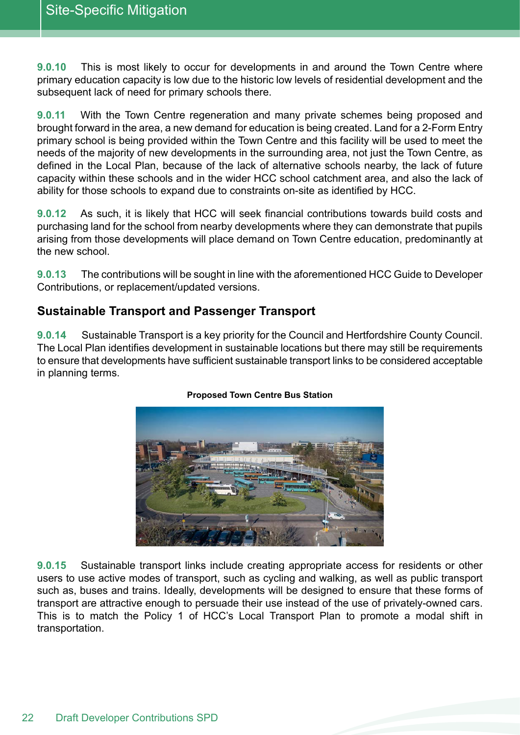**9.0.10** This is most likely to occur for developments in and around the Town Centre where primary education capacity is low due to the historic low levels of residential development and the subsequent lack of need for primary schools there.

**9.0.11** With the Town Centre regeneration and many private schemes being proposed and brought forward in the area, a new demand for education is being created. Land for a 2-Form Entry primary school is being provided within the Town Centre and this facility will be used to meet the needs of the majority of new developments in the surrounding area, not just the Town Centre, as defined in the Local Plan, because of the lack of alternative schools nearby, the lack of future capacity within these schools and in the wider HCC school catchment area, and also the lack of ability for those schools to expand due to constraints on-site as identified by HCC.

**9.0.12** As such, it is likely that HCC will seek financial contributions towards build costs and purchasing land for the school from nearby developments where they can demonstrate that pupils arising from those developments will place demand on Town Centre education, predominantly at the new school.

**9.0.13** The contributions will be sought in line with the aforementioned HCC Guide to Developer Contributions, or replacement/updated versions.

## Sustainable Transport and Passenger Transport

**9.0.14** Sustainable Transport is a key priority for the Council and Hertfordshire County Council. The Local Plan identifies development in sustainable locations but there may still be requirements to ensure that developments have sufficient sustainable transport links to be considered acceptable in planning terms.

**Proposed Town Centre Bus Station**

**9.0.15** Sustainable transport links include creating appropriate access for residents or other users to use active modes of transport, such as cycling and walking, as well as public transport such as, buses and trains. Ideally, developments will be designed to ensure that these forms of transport are attractive enough to persuade their use instead of the use of privately-owned cars. This is to match the Policy 1 of HCC's Local Transport Plan to promote a modal shift in transportation.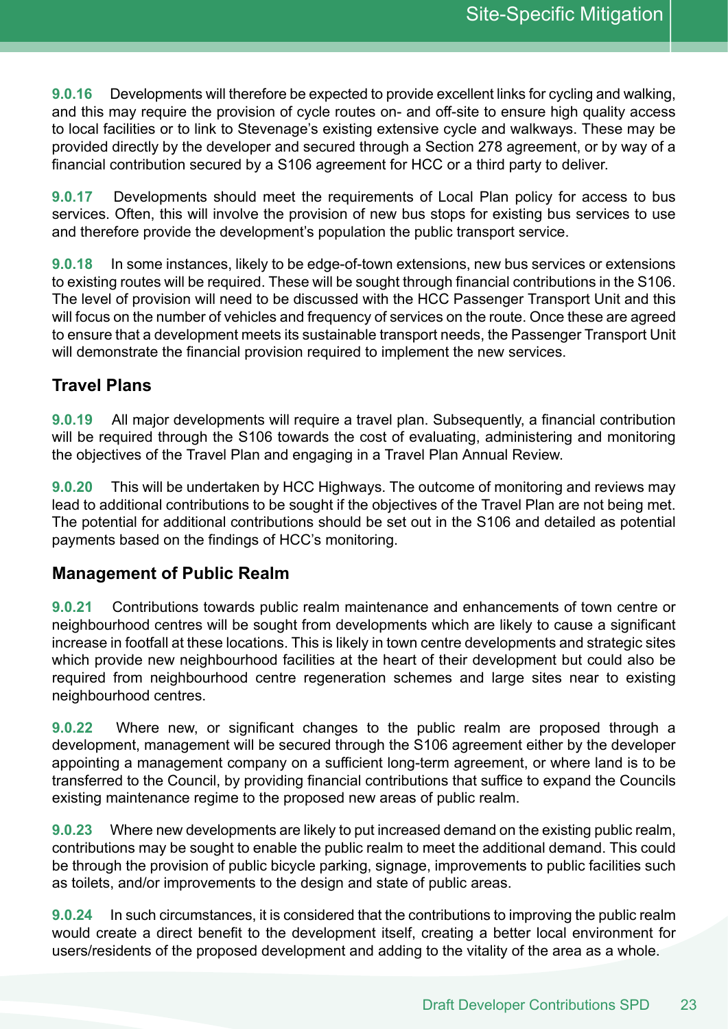**9.0.16** Developments will therefore be expected to provide excellent links for cycling and walking, and this may require the provision of cycle routes on- and off-site to ensure high quality access to local facilities or to link to Stevenage's existing extensive cycle and walkways. These may be provided directly by the developer and secured through a Section 278 agreement, or by way of a financial contribution secured by a S106 agreement for HCC or a third party to deliver.

**9.0.17** Developments should meet the requirements of Local Plan policy for access to bus services. Often, this will involve the provision of new bus stops for existing bus services to use and therefore provide the development's population the public transport service.

**9.0.18** In some instances, likely to be edge-of-town extensions, new bus services or extensions to existing routes will be required. These will be sought through financial contributions in the S106. The level of provision will need to be discussed with the HCC Passenger Transport Unit and this will focus on the number of vehicles and frequency of services on the route. Once these are agreed to ensure that a development meets its sustainable transport needs, the Passenger Transport Unit will demonstrate the financial provision required to implement the new services.

### Travel Plans

**9.0.19** All major developments will require a travel plan. Subsequently, a financial contribution will be required through the S106 towards the cost of evaluating, administering and monitoring the objectives of the Travel Plan and engaging in a Travel Plan Annual Review.

**9.0.20** This will be undertaken by HCC Highways. The outcome of monitoring and reviews may lead to additional contributions to be sought if the objectives of the Travel Plan are not being met. The potential for additional contributions should be set out in the S106 and detailed as potential payments based on the findings of HCC's monitoring.

### Management of Public Realm

**9.0.21** Contributions towards public realm maintenance and enhancements of town centre or neighbourhood centres will be sought from developments which are likely to cause a significant increase in footfall at these locations. This is likely in town centre developments and strategic sites which provide new neighbourhood facilities at the heart of their development but could also be required from neighbourhood centre regeneration schemes and large sites near to existing neighbourhood centres.

**9.0.22** Where new, or significant changes to the public realm are proposed through a development, management will be secured through the S106 agreement either by the developer appointing a management company on a sufficient long-term agreement, or where land is to be transferred to the Council, by providing financial contributions that suffice to expand the Councils existing maintenance regime to the proposed new areas of public realm.

**9.0.23** Where new developments are likely to put increased demand on the existing public realm, contributions may be sought to enable the public realm to meet the additional demand. This could be through the provision of public bicycle parking, signage, improvements to public facilities such as toilets, and/or improvements to the design and state of public areas.

**9.0.24** In such circumstances, it is considered that the contributions to improving the public realm would create a direct benefit to the development itself, creating a better local environment for users/residents of the proposed development and adding to the vitality of the area as a whole.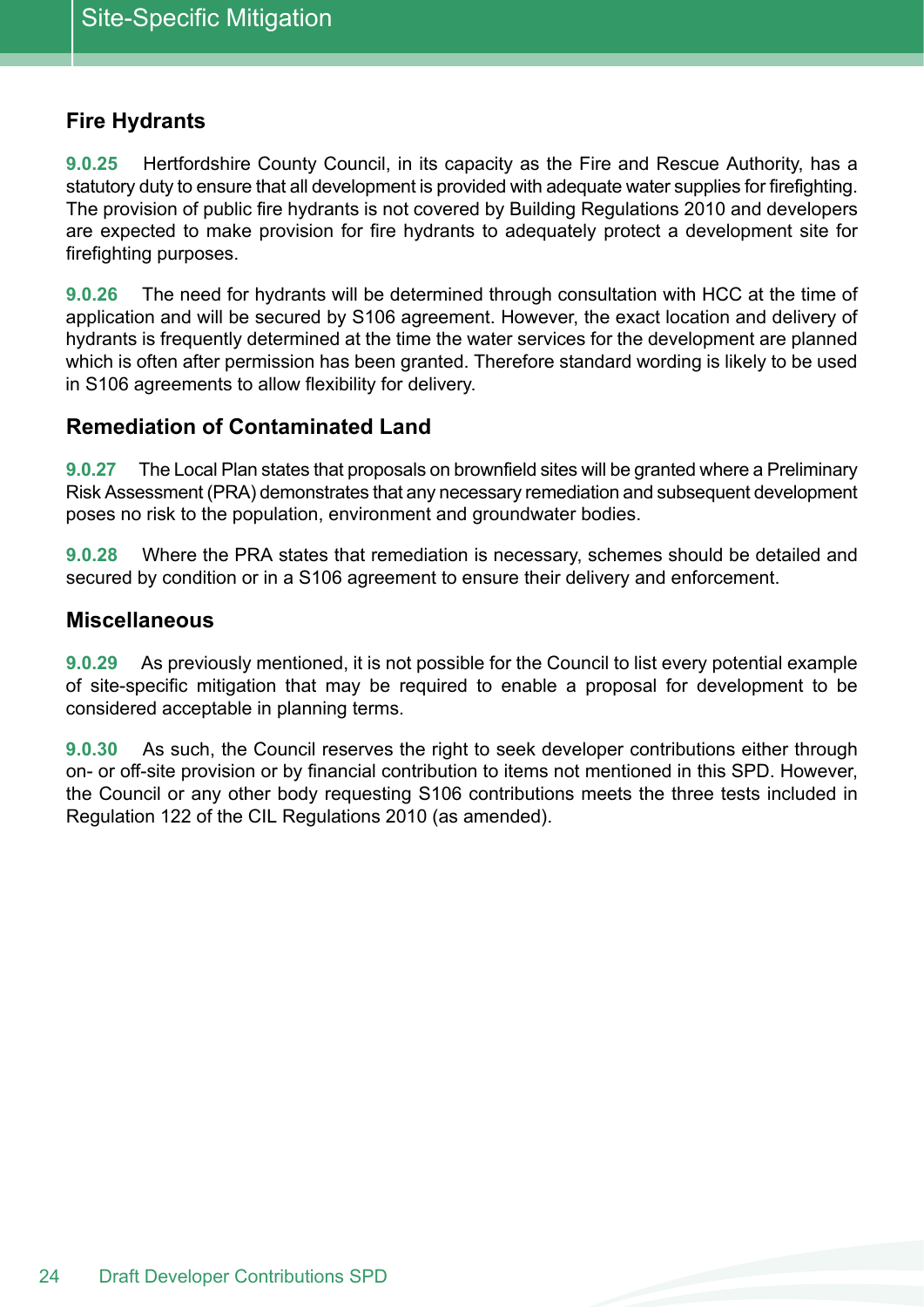## Fire Hydrants

**9.0.25** Hertfordshire County Council, in its capacity as the Fire and Rescue Authority, has a statutory duty to ensure that all development is provided with adequate water supplies for firefighting. The provision of public fire hydrants is not covered by Building Regulations 2010 and developers are expected to make provision for fire hydrants to adequately protect a development site for firefighting purposes.

**9.0.26** The need for hydrants will be determined through consultation with HCC at the time of application and will be secured by S106 agreement. However, the exact location and delivery of hydrants is frequently determined at the time the water services for the development are planned which is often after permission has been granted. Therefore standard wording is likely to be used in S106 agreements to allow flexibility for delivery.

## Remediation of Contaminated Land

**9.0.27** The Local Plan states that proposals on brownfield sites will be granted where a Preliminary Risk Assessment (PRA) demonstrates that any necessary remediation and subsequent development poses no risk to the population, environment and groundwater bodies.

**9.0.28** Where the PRA states that remediation is necessary, schemes should be detailed and secured by condition or in a S106 agreement to ensure their delivery and enforcement.

## Miscellaneous

**9.0.29** As previously mentioned, it is not possible for the Council to list every potential example of site-specific mitigation that may be required to enable a proposal for development to be considered acceptable in planning terms.

**9.0.30** As such, the Council reserves the right to seek developer contributions either through on- or off-site provision or by financial contribution to items not mentioned in this SPD. However, the Council or any other body requesting S106 contributions meets the three tests included in Regulation 122 of the CIL Regulations 2010 (as amended).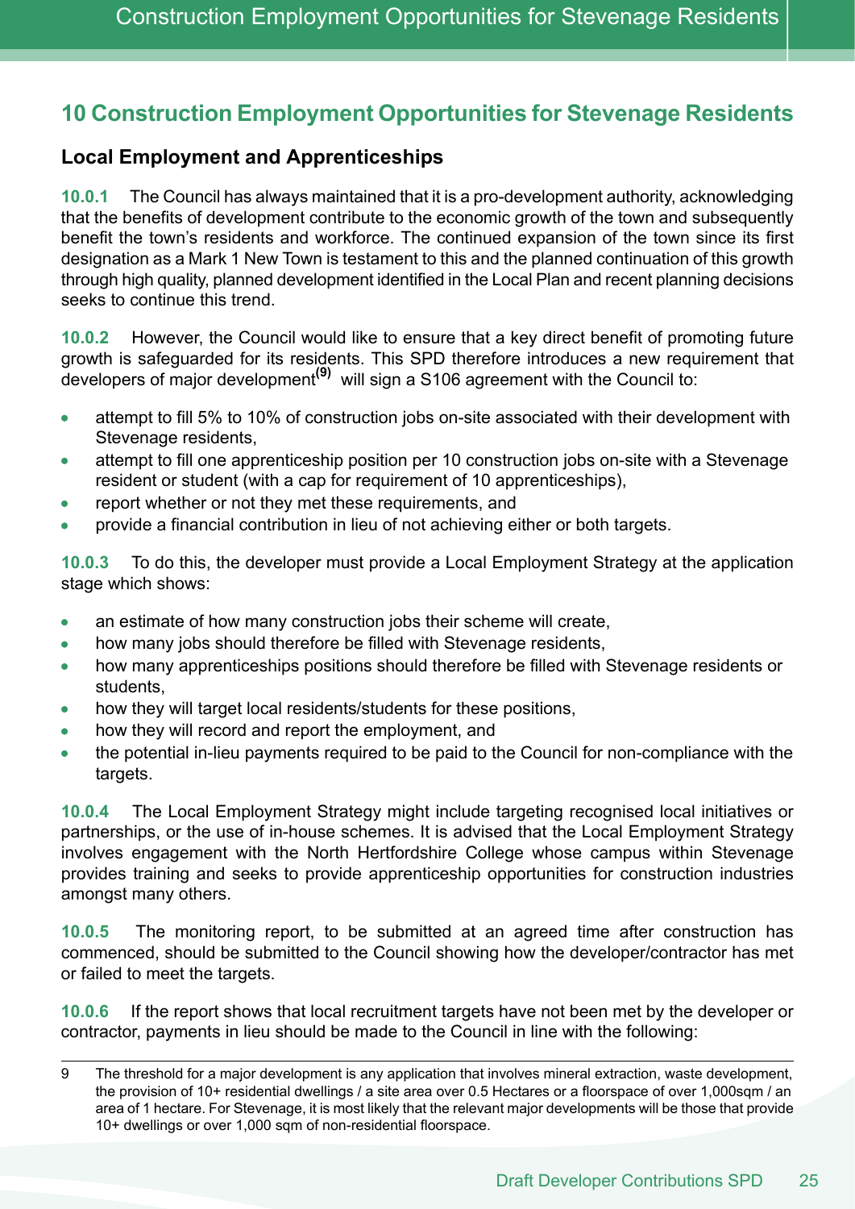# 10 Construction Employment Opportunities for Stevenage Residents

## Local Employment and Apprenticeships

**10.0.1** The Council has always maintained that it is a pro-development authority, acknowledging that the benefits of development contribute to the economic growth of the town and subsequently benefit the town's residents and workforce. The continued expansion of the town since its first designation as a Mark 1 New Town is testament to this and the planned continuation of this growth through high quality, planned development identified in the Local Plan and recent planning decisions seeks to continue this trend.

**10.0.2** However, the Council would like to ensure that a key direct benefit of promoting future growth is safeguarded for its residents. This SPD therefore introduces a new requirement that developers of major development[9] will sign a S106 agreement with the Council to:

- attempt to fill 5% to 10% of construction jobs on-site associated with their development with Stevenage residents,
- attempt to fill one apprenticeship position per 10 construction jobs on-site with a Stevenage resident or student (with a cap for requirement of 10 apprenticeships),
- report whether or not they met these requirements, and
- provide a financial contribution in lieu of not achieving either or both targets.

**10.0.3** To do this, the developer must provide a Local Employment Strategy at the application stage which shows:

- an estimate of how many construction jobs their scheme will create,
- how many jobs should therefore be filled with Stevenage residents,
- how many apprenticeships positions should therefore be filled with Stevenage residents or students,
- how they will target local residents/students for these positions,
- how they will record and report the employment, and
- the potential in-lieu payments required to be paid to the Council for non-compliance with the targets.

**10.0.4** The Local Employment Strategy might include targeting recognised local initiatives or partnerships, or the use of in-house schemes. It is advised that the Local Employment Strategy involves engagement with the North Hertfordshire College whose campus within Stevenage provides training and seeks to provide apprenticeship opportunities for construction industries amongst many others.

**10.0.5** The monitoring report, to be submitted at an agreed time after construction has commenced, should be submitted to the Council showing how the developer/contractor has met or failed to meet the targets.

**10.0.6** If the report shows that local recruitment targets have not been met by the developer or contractor, payments in lieu should be made to the Council in line with the following:

---

9 The threshold for a major development is any application that involves mineral extraction, waste development, the provision of 10+ residential dwellings / a site area over 0.5 Hectares or a floorspace of over 1,000sqm / an area of 1 hectare. For Stevenage, it is most likely that the relevant major developments will be those that provide 10+ dwellings or over 1,000 sqm of non-residential floorspace.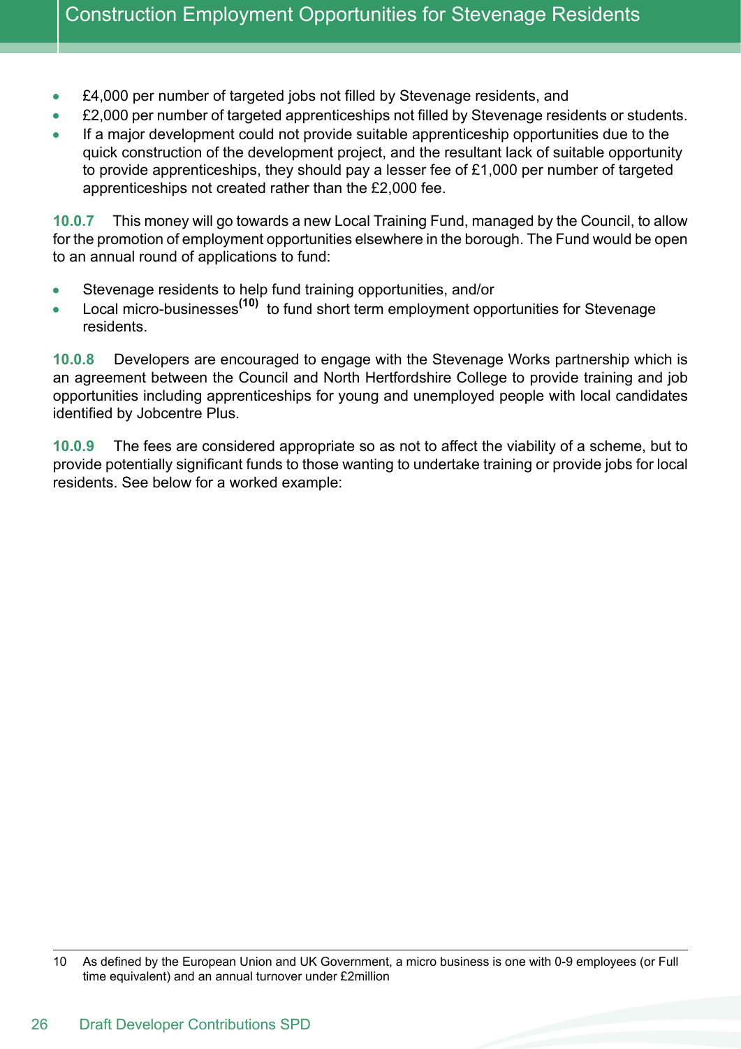- £4,000 per number of targeted jobs not filled by Stevenage residents, and
- £2,000 per number of targeted apprenticeships not filled by Stevenage residents or students.
- If a major development could not provide suitable apprenticeship opportunities due to the quick construction of the development project, and the resultant lack of suitable opportunity to provide apprenticeships, they should pay a lesser fee of £1,000 per number of targeted apprenticeships not created rather than the £2,000 fee.

**10.0.7** This money will go towards a new Local Training Fund, managed by the Council, to allow for the promotion of employment opportunities elsewhere in the borough. The Fund would be open to an annual round of applications to fund:

- Stevenage residents to help fund training opportunities, and/or
- Local micro-businesses[10] to fund short term employment opportunities for Stevenage residents.

**10.0.8** Developers are encouraged to engage with the Stevenage Works partnership which is an agreement between the Council and North Hertfordshire College to provide training and job opportunities including apprenticeships for young and unemployed people with local candidates identified by Jobcentre Plus.

**10.0.9** The fees are considered appropriate so as not to affect the viability of a scheme, but to provide potentially significant funds to those wanting to undertake training or provide jobs for local residents. See below for a worked example:

---

10 As defined by the European Union and UK Government, a micro business is one with 0-9 employees (or Full time equivalent) and an annual turnover under £2million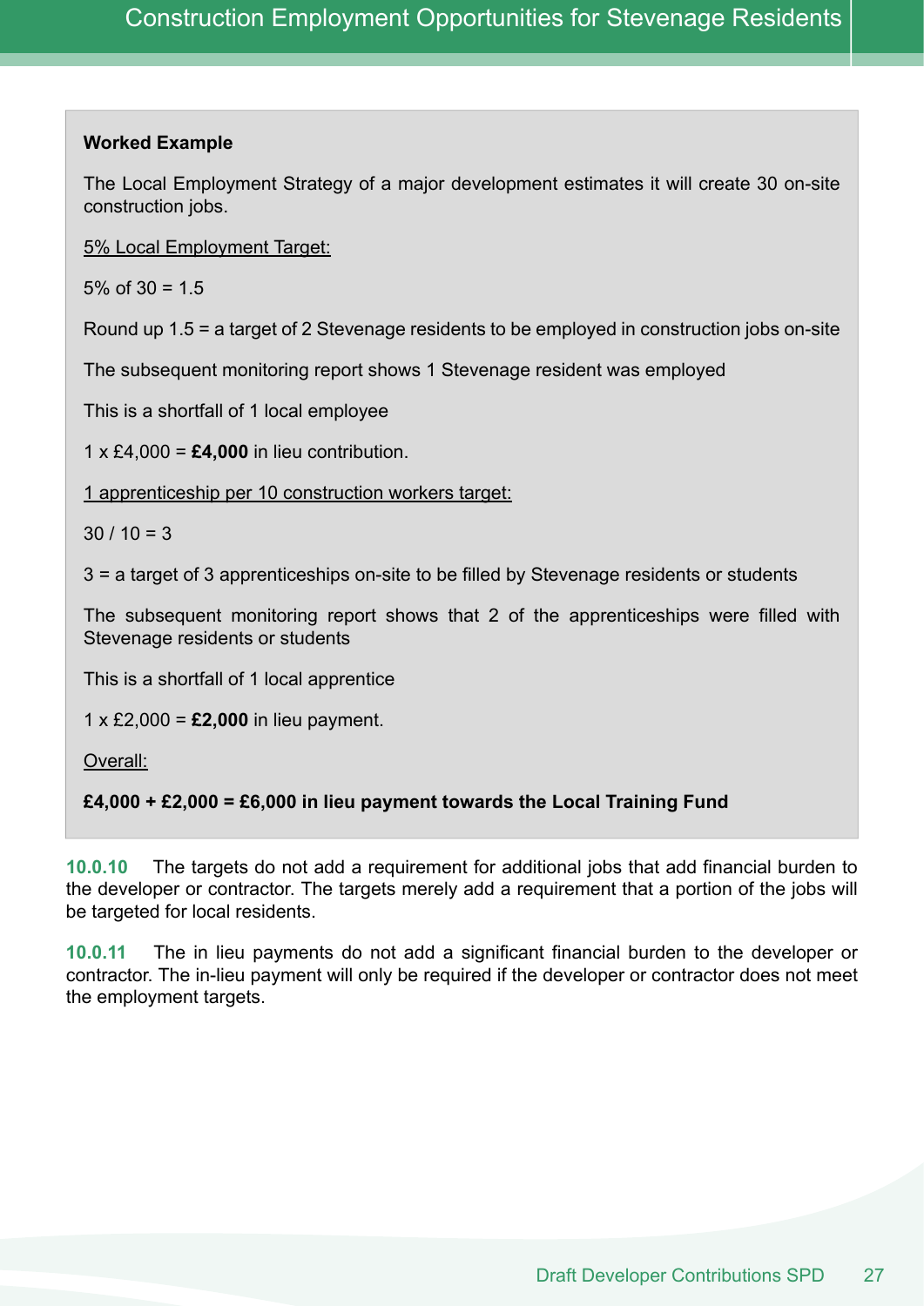**Worked Example**

The Local Employment Strategy of a major development estimates it will create 30 on-site construction jobs.

<u>5% Local Employment Target:</u>

5% of 30 = 1.5

Round up 1.5 = a target of 2 Stevenage residents to be employed in construction jobs on-site

The subsequent monitoring report shows 1 Stevenage resident was employed

This is a shortfall of 1 local employee

1 x £4,000 = **£4,000** in lieu contribution.

<u>1 apprenticeship per 10 construction workers target:</u>

30 / 10 = 3

3 = a target of 3 apprenticeships on-site to be filled by Stevenage residents or students

The subsequent monitoring report shows that 2 of the apprenticeships were filled with Stevenage residents or students

This is a shortfall of 1 local apprentice

1 x £2,000 = **£2,000** in lieu payment.

<u>Overall:</u>

**£4,000 + £2,000 = £6,000 in lieu payment towards the Local Training Fund**

**10.0.10** The targets do not add a requirement for additional jobs that add financial burden to the developer or contractor. The targets merely add a requirement that a portion of the jobs will be targeted for local residents.

**10.0.11** The in lieu payments do not add a significant financial burden to the developer or contractor. The in-lieu payment will only be required if the developer or contractor does not meet the employment targets.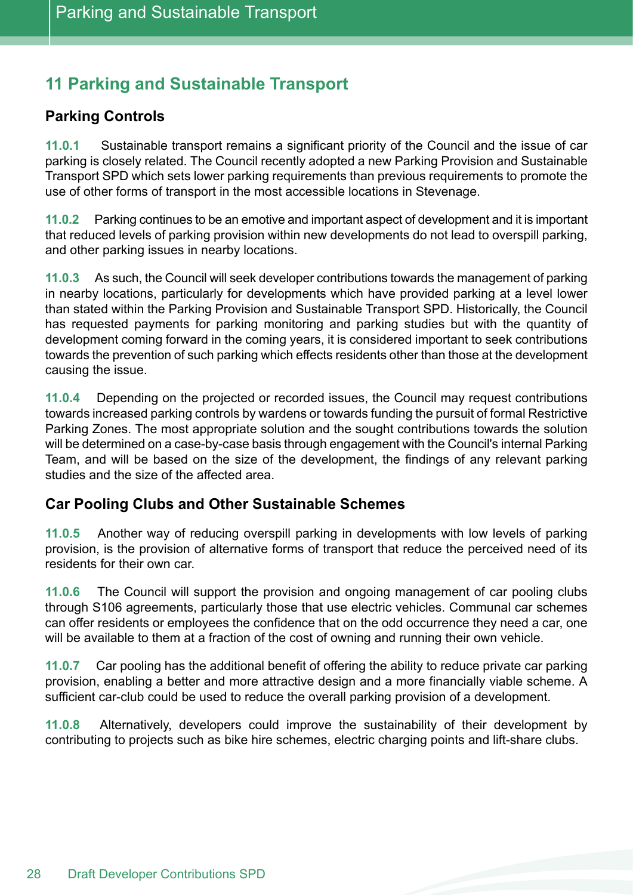# 11 Parking and Sustainable Transport

## Parking Controls

**11.0.1** Sustainable transport remains a significant priority of the Council and the issue of car parking is closely related. The Council recently adopted a new Parking Provision and Sustainable Transport SPD which sets lower parking requirements than previous requirements to promote the use of other forms of transport in the most accessible locations in Stevenage.

**11.0.2** Parking continues to be an emotive and important aspect of development and it is important that reduced levels of parking provision within new developments do not lead to overspill parking, and other parking issues in nearby locations.

**11.0.3** As such, the Council will seek developer contributions towards the management of parking in nearby locations, particularly for developments which have provided parking at a level lower than stated within the Parking Provision and Sustainable Transport SPD. Historically, the Council has requested payments for parking monitoring and parking studies but with the quantity of development coming forward in the coming years, it is considered important to seek contributions towards the prevention of such parking which effects residents other than those at the development causing the issue.

**11.0.4** Depending on the projected or recorded issues, the Council may request contributions towards increased parking controls by wardens or towards funding the pursuit of formal Restrictive Parking Zones. The most appropriate solution and the sought contributions towards the solution will be determined on a case-by-case basis through engagement with the Council's internal Parking Team, and will be based on the size of the development, the findings of any relevant parking studies and the size of the affected area.

## Car Pooling Clubs and Other Sustainable Schemes

**11.0.5** Another way of reducing overspill parking in developments with low levels of parking provision, is the provision of alternative forms of transport that reduce the perceived need of its residents for their own car.

**11.0.6** The Council will support the provision and ongoing management of car pooling clubs through S106 agreements, particularly those that use electric vehicles. Communal car schemes can offer residents or employees the confidence that on the odd occurrence they need a car, one will be available to them at a fraction of the cost of owning and running their own vehicle.

**11.0.7** Car pooling has the additional benefit of offering the ability to reduce private car parking provision, enabling a better and more attractive design and a more financially viable scheme. A sufficient car-club could be used to reduce the overall parking provision of a development.

**11.0.8** Alternatively, developers could improve the sustainability of their development by contributing to projects such as bike hire schemes, electric charging points and lift-share clubs.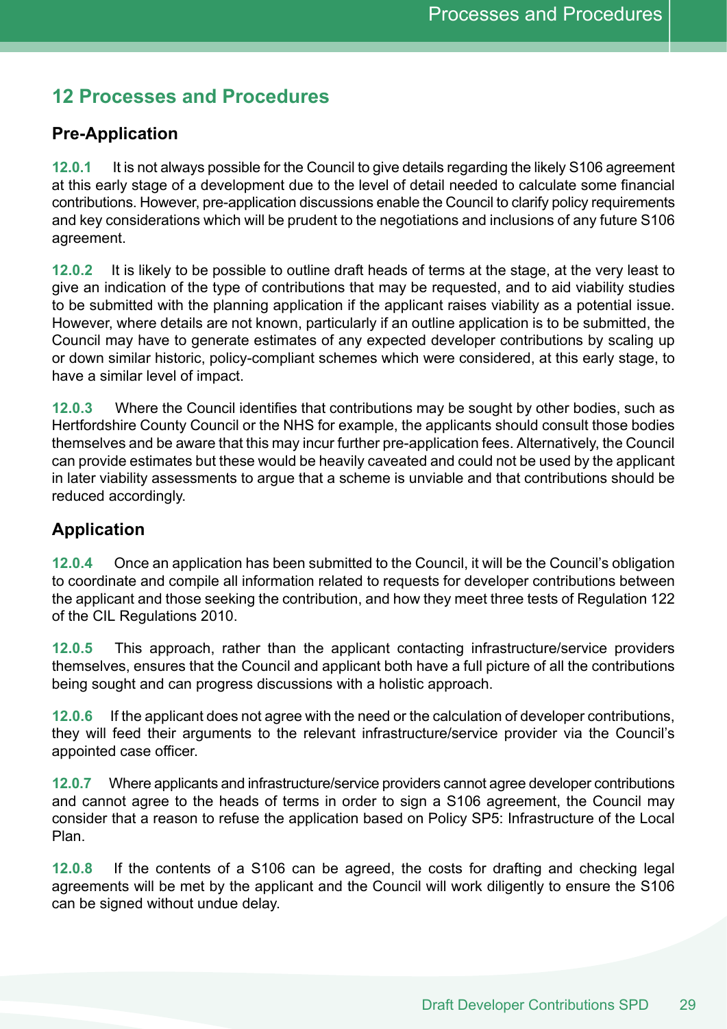## 12 Processes and Procedures

### Pre-Application

**12.0.1** It is not always possible for the Council to give details regarding the likely S106 agreement at this early stage of a development due to the level of detail needed to calculate some financial contributions. However, pre-application discussions enable the Council to clarify policy requirements and key considerations which will be prudent to the negotiations and inclusions of any future S106 agreement.

**12.0.2** It is likely to be possible to outline draft heads of terms at the stage, at the very least to give an indication of the type of contributions that may be requested, and to aid viability studies to be submitted with the planning application if the applicant raises viability as a potential issue. However, where details are not known, particularly if an outline application is to be submitted, the Council may have to generate estimates of any expected developer contributions by scaling up or down similar historic, policy-compliant schemes which were considered, at this early stage, to have a similar level of impact.

**12.0.3** Where the Council identifies that contributions may be sought by other bodies, such as Hertfordshire County Council or the NHS for example, the applicants should consult those bodies themselves and be aware that this may incur further pre-application fees. Alternatively, the Council can provide estimates but these would be heavily caveated and could not be used by the applicant in later viability assessments to argue that a scheme is unviable and that contributions should be reduced accordingly.

### Application

**12.0.4** Once an application has been submitted to the Council, it will be the Council's obligation to coordinate and compile all information related to requests for developer contributions between the applicant and those seeking the contribution, and how they meet three tests of Regulation 122 of the CIL Regulations 2010.

**12.0.5** This approach, rather than the applicant contacting infrastructure/service providers themselves, ensures that the Council and applicant both have a full picture of all the contributions being sought and can progress discussions with a holistic approach.

**12.0.6** If the applicant does not agree with the need or the calculation of developer contributions, they will feed their arguments to the relevant infrastructure/service provider via the Council's appointed case officer.

**12.0.7** Where applicants and infrastructure/service providers cannot agree developer contributions and cannot agree to the heads of terms in order to sign a S106 agreement, the Council may consider that a reason to refuse the application based on Policy SP5: Infrastructure of the Local Plan.

**12.0.8** If the contents of a S106 can be agreed, the costs for drafting and checking legal agreements will be met by the applicant and the Council will work diligently to ensure the S106 can be signed without undue delay.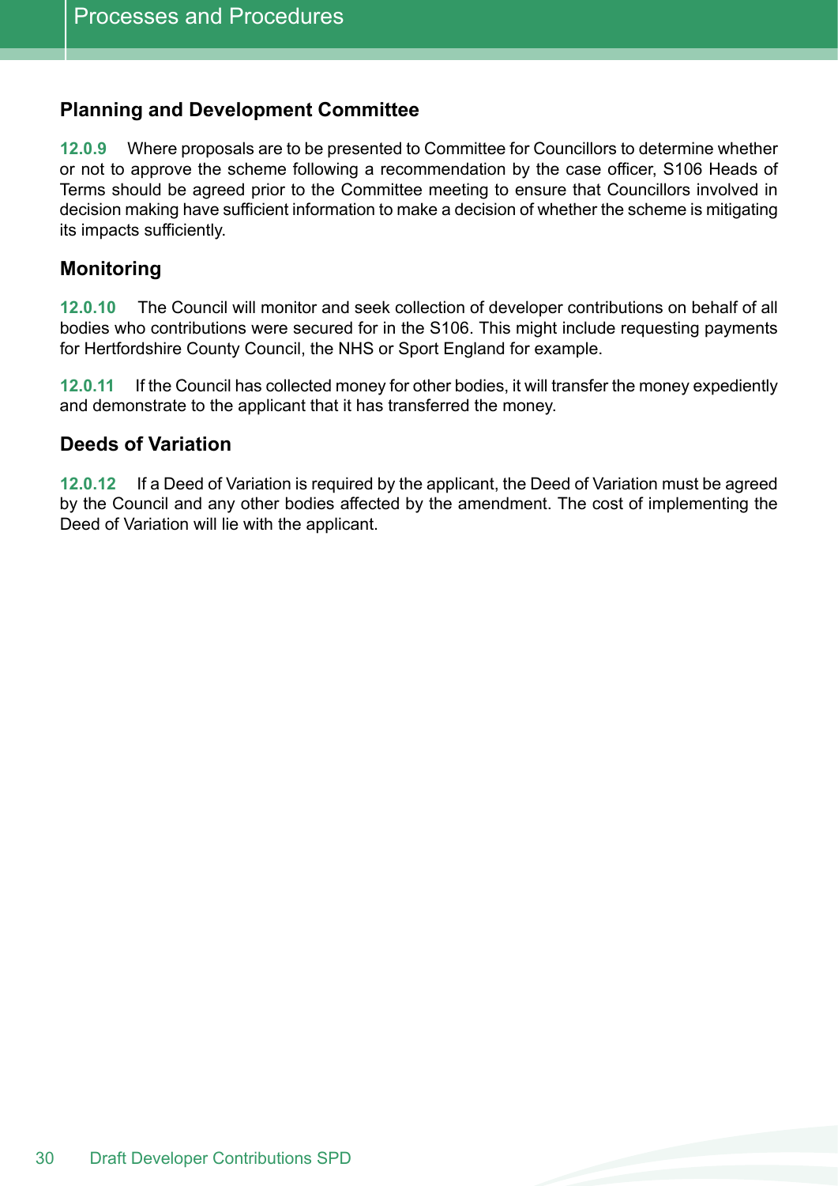## Planning and Development Committee

**12.0.9** Where proposals are to be presented to Committee for Councillors to determine whether or not to approve the scheme following a recommendation by the case officer, S106 Heads of Terms should be agreed prior to the Committee meeting to ensure that Councillors involved in decision making have sufficient information to make a decision of whether the scheme is mitigating its impacts sufficiently.

## Monitoring

**12.0.10** The Council will monitor and seek collection of developer contributions on behalf of all bodies who contributions were secured for in the S106. This might include requesting payments for Hertfordshire County Council, the NHS or Sport England for example.

**12.0.11** If the Council has collected money for other bodies, it will transfer the money expediently and demonstrate to the applicant that it has transferred the money.

## Deeds of Variation

**12.0.12** If a Deed of Variation is required by the applicant, the Deed of Variation must be agreed by the Council and any other bodies affected by the amendment. The cost of implementing the Deed of Variation will lie with the applicant.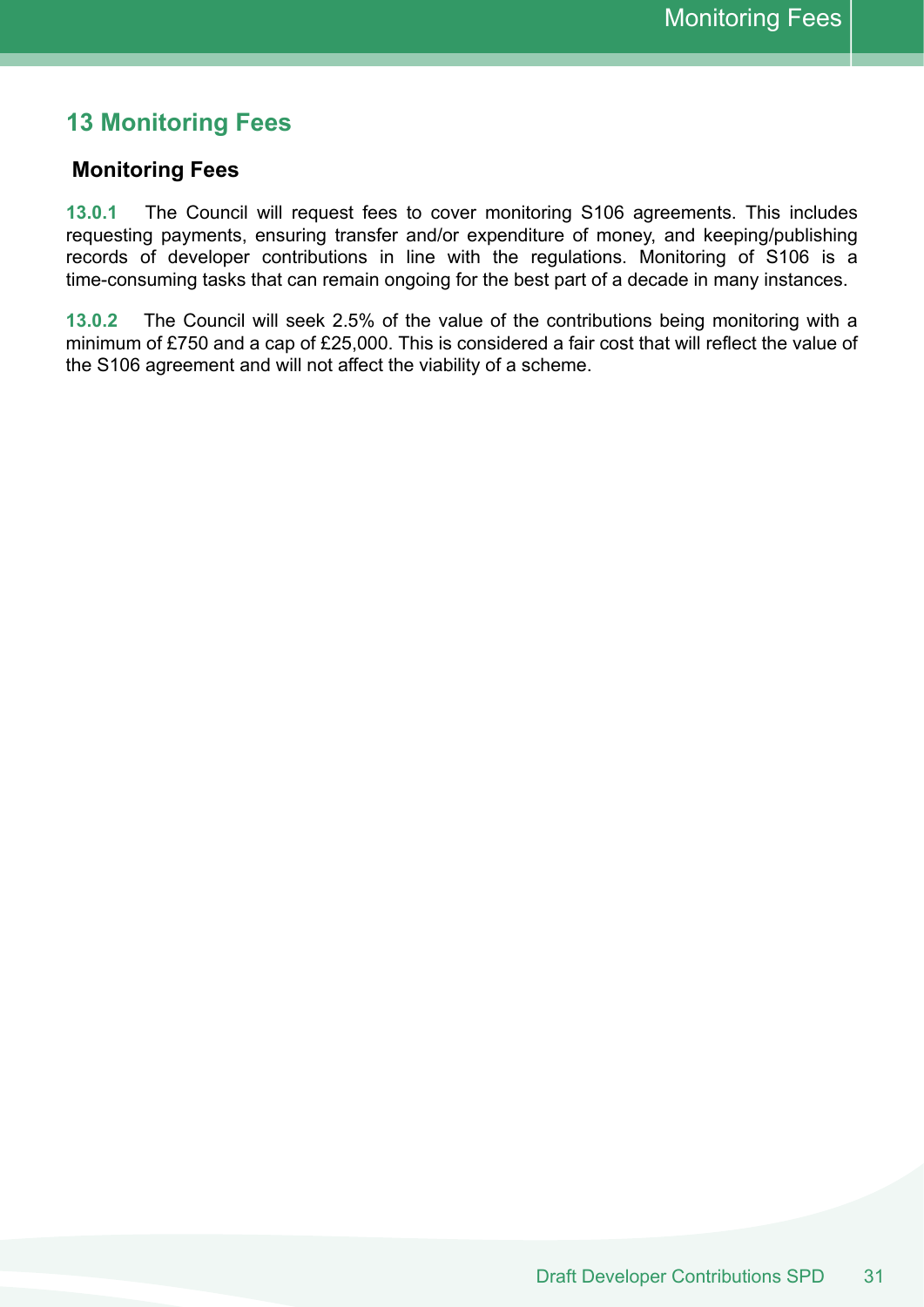# 13 Monitoring Fees

## Monitoring Fees

**13.0.1** The Council will request fees to cover monitoring S106 agreements. This includes requesting payments, ensuring transfer and/or expenditure of money, and keeping/publishing records of developer contributions in line with the regulations. Monitoring of S106 is a time-consuming tasks that can remain ongoing for the best part of a decade in many instances.

**13.0.2** The Council will seek 2.5% of the value of the contributions being monitoring with a minimum of £750 and a cap of £25,000. This is considered a fair cost that will reflect the value of the S106 agreement and will not affect the viability of a scheme.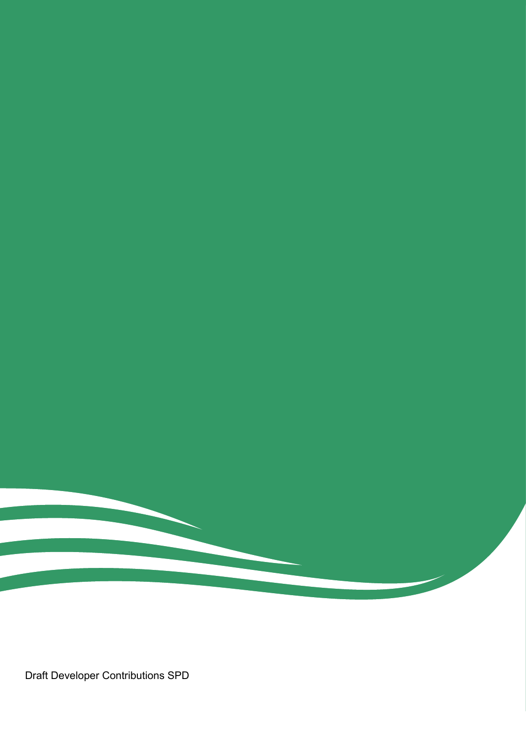Draft Developer Contributions SPD